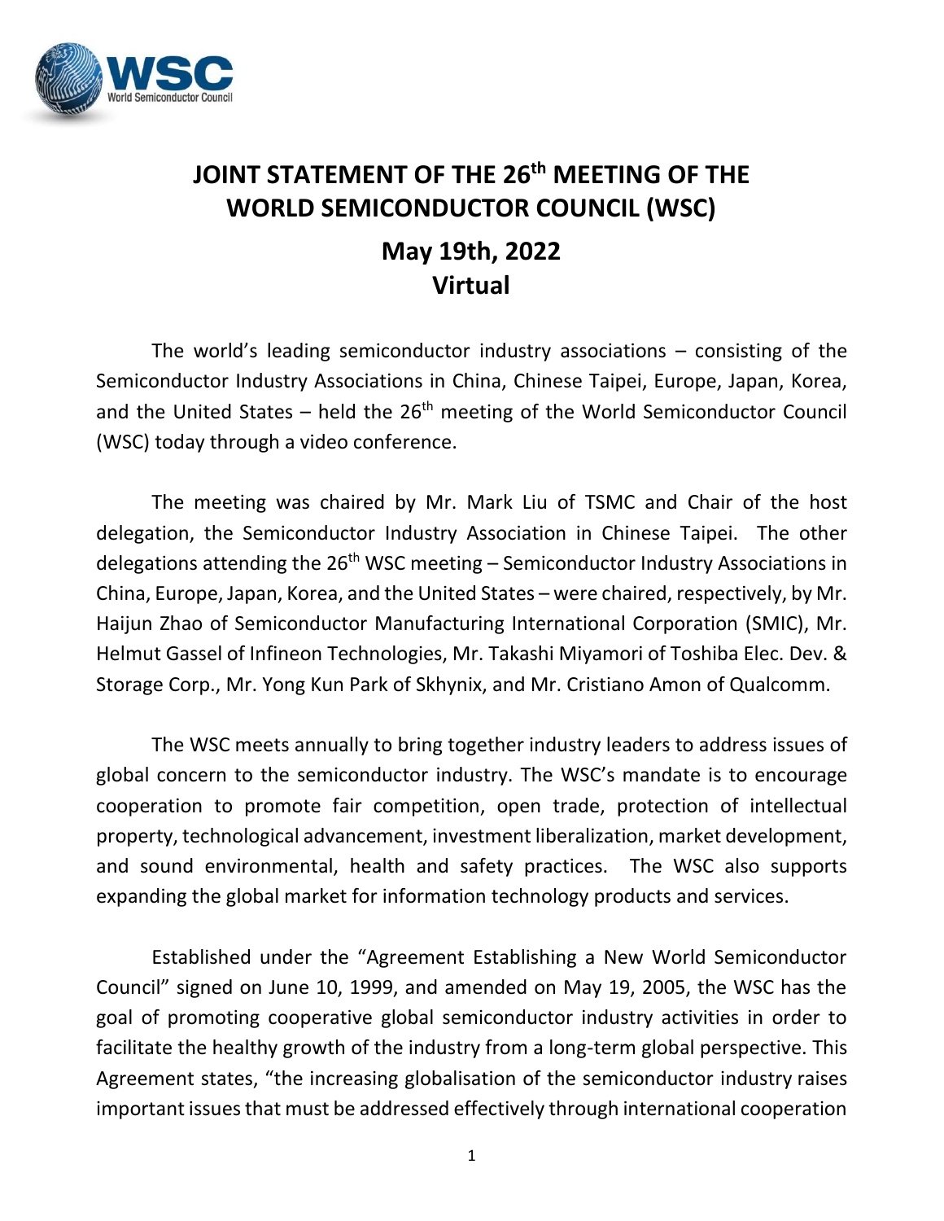# JOINT STATEMENT OF THE 26th MEETING OF THE WORLD SEMICONDUCTOR COUNCIL (WSC)

## May 19th, 2022
## Virtual

The world's leading semiconductor industry associations – consisting of the Semiconductor Industry Associations in China, Chinese Taipei, Europe, Japan, Korea, and the United States – held the 26th meeting of the World Semiconductor Council (WSC) today through a video conference.

The meeting was chaired by Mr. Mark Liu of TSMC and Chair of the host delegation, the Semiconductor Industry Association in Chinese Taipei. The other delegations attending the 26th WSC meeting – Semiconductor Industry Associations in China, Europe, Japan, Korea, and the United States – were chaired, respectively, by Mr. Haijun Zhao of Semiconductor Manufacturing International Corporation (SMIC), Mr. Helmut Gassel of Infineon Technologies, Mr. Takashi Miyamori of Toshiba Elec. Dev. & Storage Corp., Mr. Yong Kun Park of Skhynix, and Mr. Cristiano Amon of Qualcomm.

The WSC meets annually to bring together industry leaders to address issues of global concern to the semiconductor industry. The WSC's mandate is to encourage cooperation to promote fair competition, open trade, protection of intellectual property, technological advancement, investment liberalization, market development, and sound environmental, health and safety practices. The WSC also supports expanding the global market for information technology products and services.

Established under the "Agreement Establishing a New World Semiconductor Council" signed on June 10, 1999, and amended on May 19, 2005, the WSC has the goal of promoting cooperative global semiconductor industry activities in order to facilitate the healthy growth of the industry from a long-term global perspective. This Agreement states, "the increasing globalisation of the semiconductor industry raises important issues that must be addressed effectively through international cooperation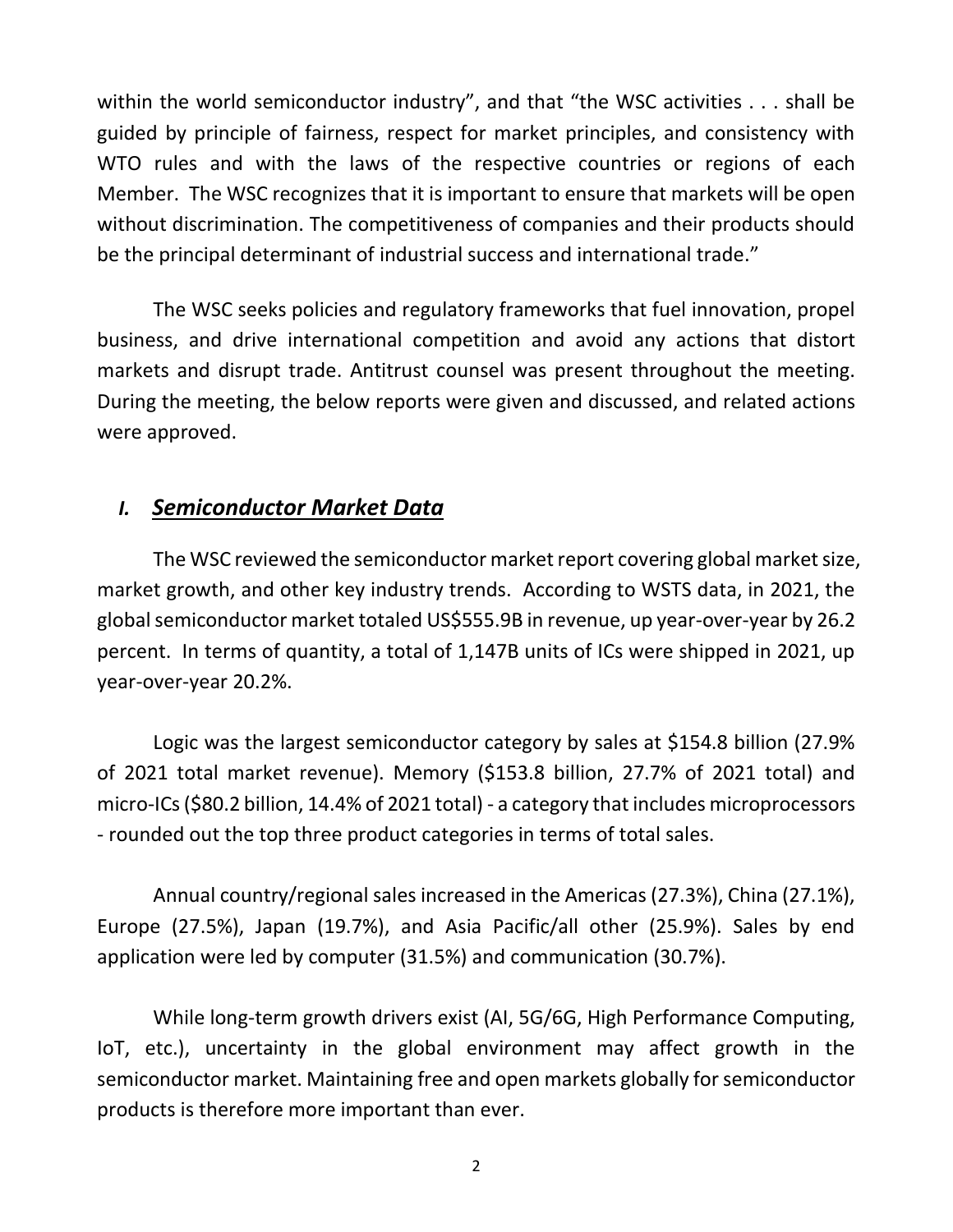within the world semiconductor industry", and that "the WSC activities . . . shall be guided by principle of fairness, respect for market principles, and consistency with WTO rules and with the laws of the respective countries or regions of each Member. The WSC recognizes that it is important to ensure that markets will be open without discrimination. The competitiveness of companies and their products should be the principal determinant of industrial success and international trade."

The WSC seeks policies and regulatory frameworks that fuel innovation, propel business, and drive international competition and avoid any actions that distort markets and disrupt trade. Antitrust counsel was present throughout the meeting. During the meeting, the below reports were given and discussed, and related actions were approved.

## *I. Semiconductor Market Data*

The WSC reviewed the semiconductor market report covering global market size, market growth, and other key industry trends. According to WSTS data, in 2021, the global semiconductor market totaled US$555.9B in revenue, up year-over-year by 26.2 percent. In terms of quantity, a total of 1,147B units of ICs were shipped in 2021, up year-over-year 20.2%.

Logic was the largest semiconductor category by sales at $154.8 billion (27.9% of 2021 total market revenue). Memory ($153.8 billion, 27.7% of 2021 total) and micro-ICs ($80.2 billion, 14.4% of 2021 total) - a category that includes microprocessors - rounded out the top three product categories in terms of total sales.

Annual country/regional sales increased in the Americas (27.3%), China (27.1%), Europe (27.5%), Japan (19.7%), and Asia Pacific/all other (25.9%). Sales by end application were led by computer (31.5%) and communication (30.7%).

While long-term growth drivers exist (AI, 5G/6G, High Performance Computing, IoT, etc.), uncertainty in the global environment may affect growth in the semiconductor market. Maintaining free and open markets globally for semiconductor products is therefore more important than ever.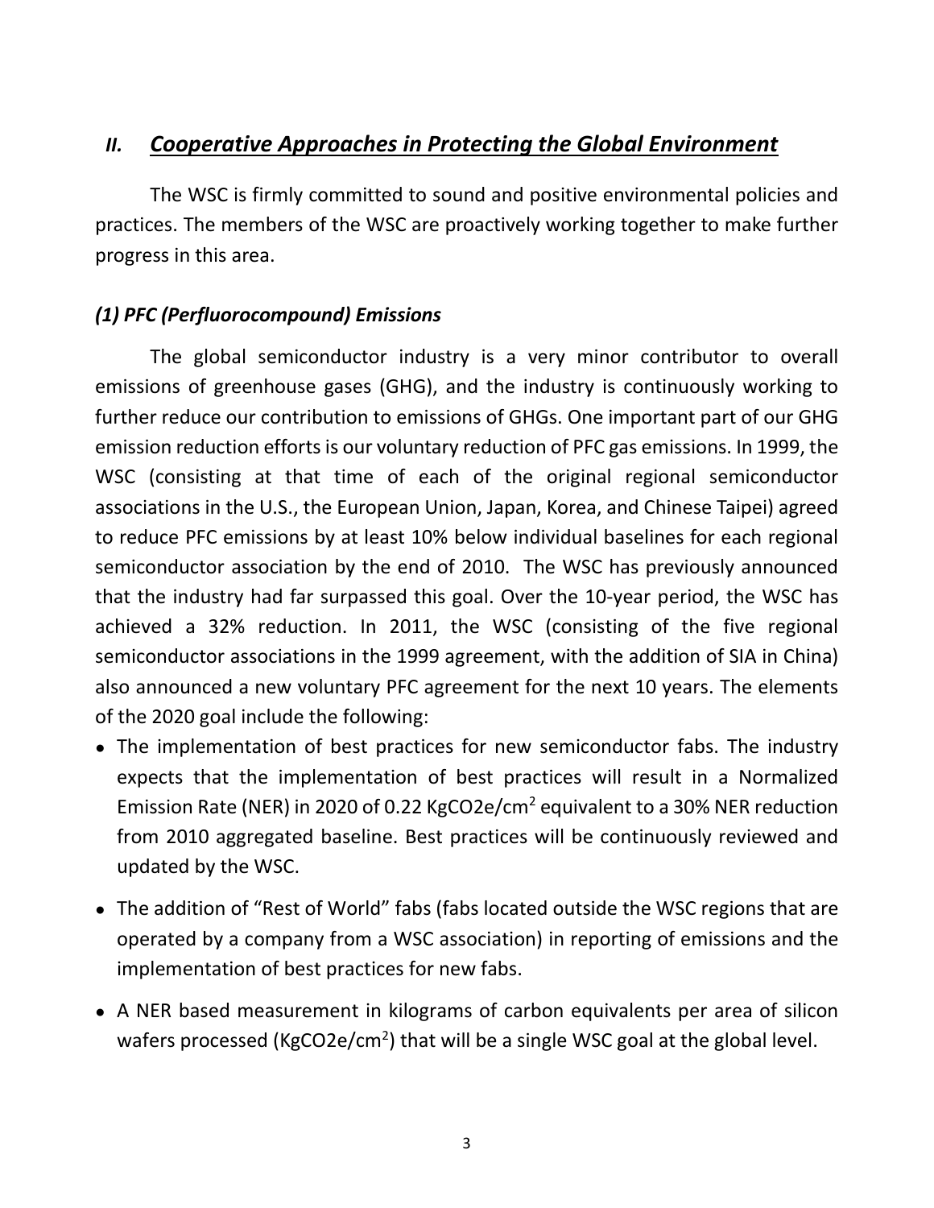## *II. Cooperative Approaches in Protecting the Global Environment*

The WSC is firmly committed to sound and positive environmental policies and practices. The members of the WSC are proactively working together to make further progress in this area.

### *(1) PFC (Perfluorocompound) Emissions*

The global semiconductor industry is a very minor contributor to overall emissions of greenhouse gases (GHG), and the industry is continuously working to further reduce our contribution to emissions of GHGs. One important part of our GHG emission reduction efforts is our voluntary reduction of PFC gas emissions. In 1999, the WSC (consisting at that time of each of the original regional semiconductor associations in the U.S., the European Union, Japan, Korea, and Chinese Taipei) agreed to reduce PFC emissions by at least 10% below individual baselines for each regional semiconductor association by the end of 2010. The WSC has previously announced that the industry had far surpassed this goal. Over the 10-year period, the WSC has achieved a 32% reduction. In 2011, the WSC (consisting of the five regional semiconductor associations in the 1999 agreement, with the addition of SIA in China) also announced a new voluntary PFC agreement for the next 10 years. The elements of the 2020 goal include the following:

- The implementation of best practices for new semiconductor fabs. The industry expects that the implementation of best practices will result in a Normalized Emission Rate (NER) in 2020 of 0.22 $KgCO_2e/cm^2$ equivalent to a 30% NER reduction from 2010 aggregated baseline. Best practices will be continuously reviewed and updated by the WSC.
- The addition of "Rest of World" fabs (fabs located outside the WSC regions that are operated by a company from a WSC association) in reporting of emissions and the implementation of best practices for new fabs.
- A NER based measurement in kilograms of carbon equivalents per area of silicon wafers processed ($KgCO_2e/cm^2$) that will be a single WSC goal at the global level.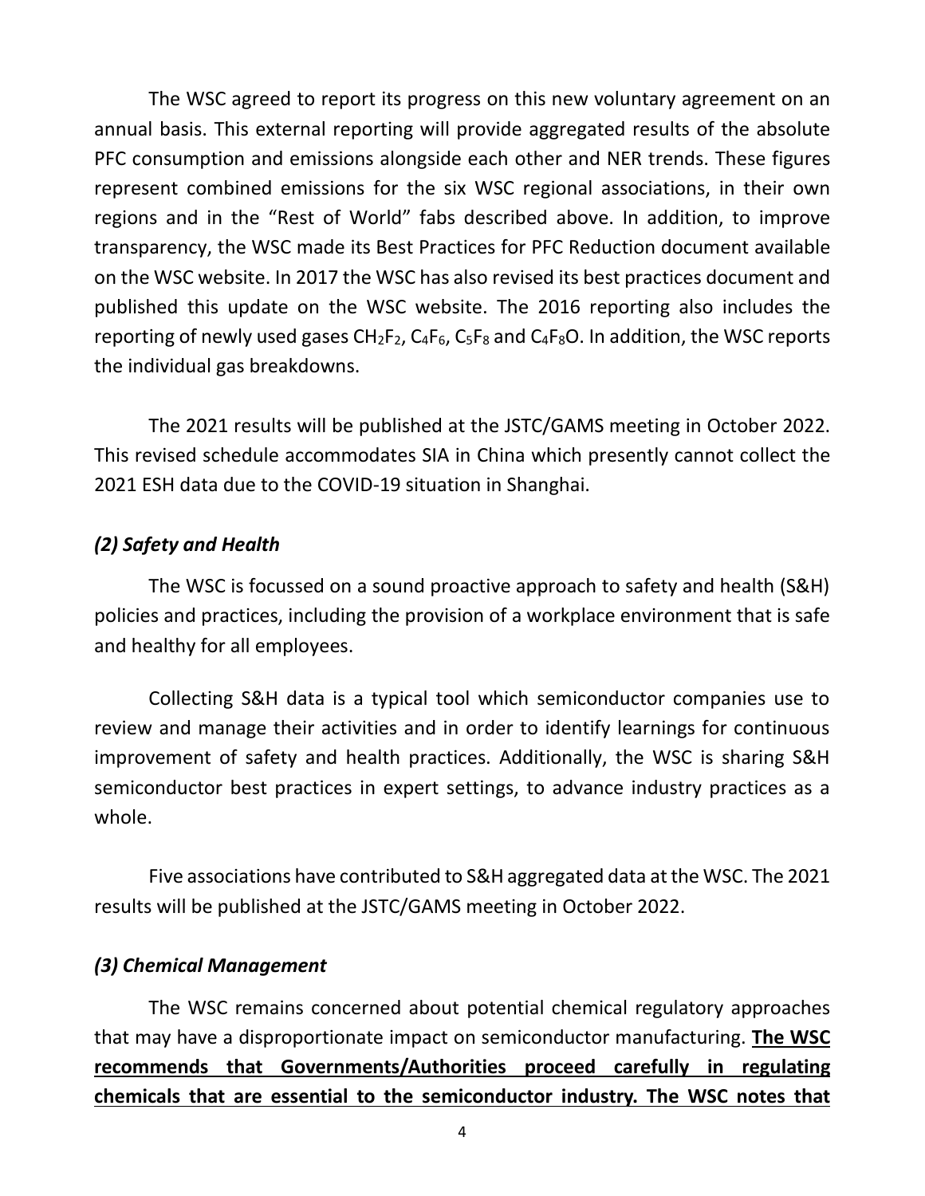The WSC agreed to report its progress on this new voluntary agreement on an annual basis. This external reporting will provide aggregated results of the absolute PFC consumption and emissions alongside each other and NER trends. These figures represent combined emissions for the six WSC regional associations, in their own regions and in the "Rest of World" fabs described above. In addition, to improve transparency, the WSC made its Best Practices for PFC Reduction document available on the WSC website. In 2017 the WSC has also revised its best practices document and published this update on the WSC website. The 2016 reporting also includes the reporting of newly used gases $CH_2F_2$, $C_4F_6$, $C_5F_8$ and $C_4F_8O$. In addition, the WSC reports the individual gas breakdowns.

The 2021 results will be published at the JSTC/GAMS meeting in October 2022. This revised schedule accommodates SIA in China which presently cannot collect the 2021 ESH data due to the COVID-19 situation in Shanghai.

### *(2) Safety and Health*

The WSC is focussed on a sound proactive approach to safety and health (S&H) policies and practices, including the provision of a workplace environment that is safe and healthy for all employees.

Collecting S&H data is a typical tool which semiconductor companies use to review and manage their activities and in order to identify learnings for continuous improvement of safety and health practices. Additionally, the WSC is sharing S&H semiconductor best practices in expert settings, to advance industry practices as a whole.

Five associations have contributed to S&H aggregated data at the WSC. The 2021 results will be published at the JSTC/GAMS meeting in October 2022.

### *(3) Chemical Management*

The WSC remains concerned about potential chemical regulatory approaches that may have a disproportionate impact on semiconductor manufacturing. **<u>The WSC recommends that Governments/Authorities proceed carefully in regulating chemicals that are essential to the semiconductor industry. The WSC notes that</u>**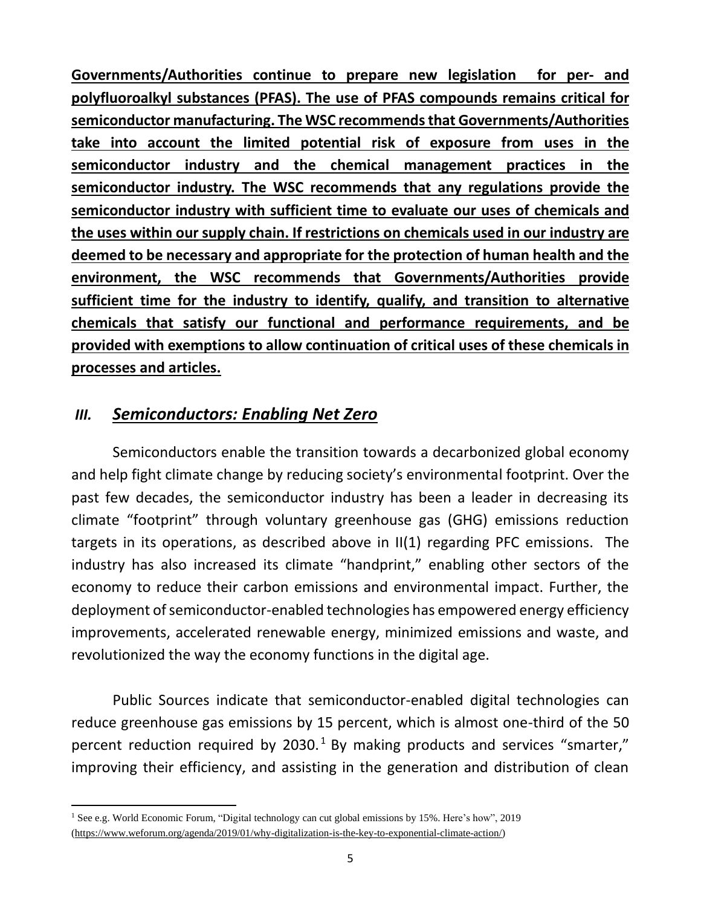**Governments/Authorities continue to prepare new legislation for per- and polyfluoroalkyl substances (PFAS). The use of PFAS compounds remains critical for semiconductor manufacturing. The WSC recommends that Governments/Authorities take into account the limited potential risk of exposure from uses in the semiconductor industry and the chemical management practices in the semiconductor industry. The WSC recommends that any regulations provide the semiconductor industry with sufficient time to evaluate our uses of chemicals and the uses within our supply chain. If restrictions on chemicals used in our industry are deemed to be necessary and appropriate for the protection of human health and the environment, the WSC recommends that Governments/Authorities provide sufficient time for the industry to identify, qualify, and transition to alternative chemicals that satisfy our functional and performance requirements, and be provided with exemptions to allow continuation of critical uses of these chemicals in processes and articles.**

## *III. Semiconductors: Enabling Net Zero*

Semiconductors enable the transition towards a decarbonized global economy and help fight climate change by reducing society's environmental footprint. Over the past few decades, the semiconductor industry has been a leader in decreasing its climate "footprint" through voluntary greenhouse gas (GHG) emissions reduction targets in its operations, as described above in II(1) regarding PFC emissions. The industry has also increased its climate "handprint," enabling other sectors of the economy to reduce their carbon emissions and environmental impact. Further, the deployment of semiconductor-enabled technologies has empowered energy efficiency improvements, accelerated renewable energy, minimized emissions and waste, and revolutionized the way the economy functions in the digital age.

Public Sources indicate that semiconductor-enabled digital technologies can reduce greenhouse gas emissions by 15 percent, which is almost one-third of the 50 percent reduction required by 2030.[1] By making products and services "smarter," improving their efficiency, and assisting in the generation and distribution of clean

[1] See e.g. World Economic Forum, "Digital technology can cut global emissions by 15%. Here's how", 2019 (https://www.weforum.org/agenda/2019/01/why-digitalization-is-the-key-to-exponential-climate-action/)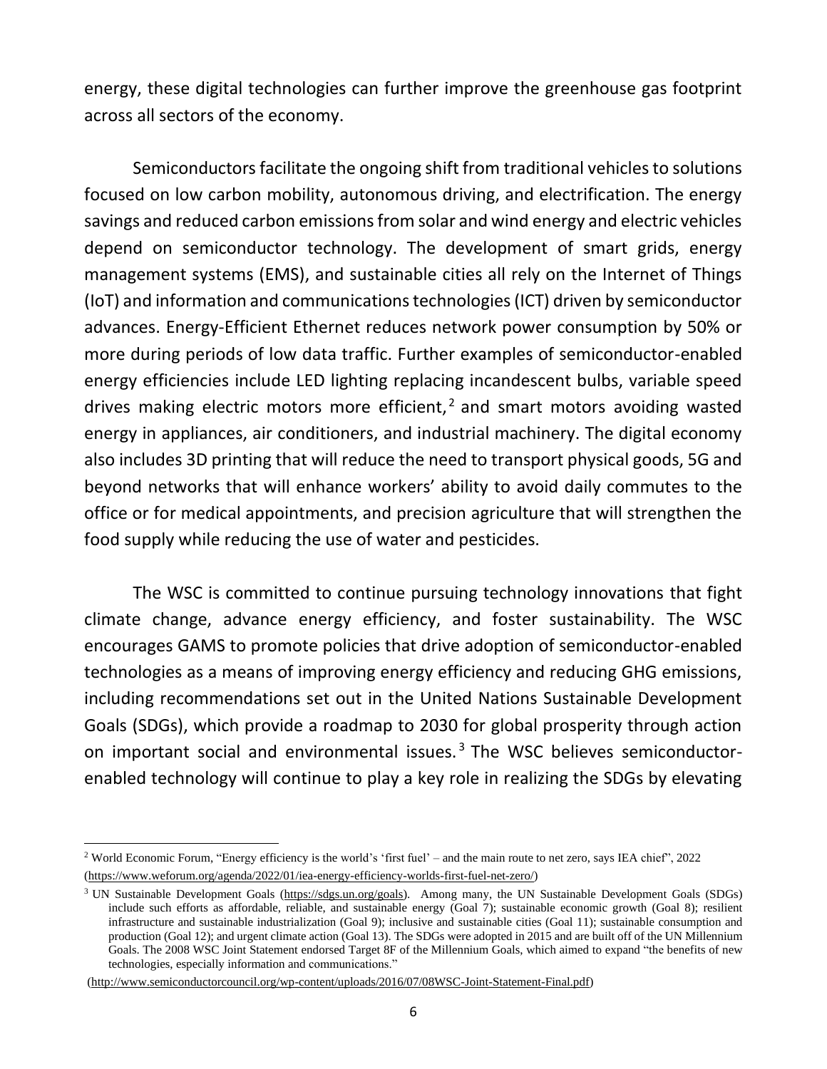energy, these digital technologies can further improve the greenhouse gas footprint across all sectors of the economy.

Semiconductors facilitate the ongoing shift from traditional vehicles to solutions focused on low carbon mobility, autonomous driving, and electrification. The energy savings and reduced carbon emissions from solar and wind energy and electric vehicles depend on semiconductor technology. The development of smart grids, energy management systems (EMS), and sustainable cities all rely on the Internet of Things (IoT) and information and communications technologies (ICT) driven by semiconductor advances. Energy-Efficient Ethernet reduces network power consumption by 50% or more during periods of low data traffic. Further examples of semiconductor-enabled energy efficiencies include LED lighting replacing incandescent bulbs, variable speed drives making electric motors more efficient,[2] and smart motors avoiding wasted energy in appliances, air conditioners, and industrial machinery. The digital economy also includes 3D printing that will reduce the need to transport physical goods, 5G and beyond networks that will enhance workers' ability to avoid daily commutes to the office or for medical appointments, and precision agriculture that will strengthen the food supply while reducing the use of water and pesticides.

The WSC is committed to continue pursuing technology innovations that fight climate change, advance energy efficiency, and foster sustainability. The WSC encourages GAMS to promote policies that drive adoption of semiconductor-enabled technologies as a means of improving energy efficiency and reducing GHG emissions, including recommendations set out in the United Nations Sustainable Development Goals (SDGs), which provide a roadmap to 2030 for global prosperity through action on important social and environmental issues.[3] The WSC believes semiconductor-enabled technology will continue to play a key role in realizing the SDGs by elevating

---

[2] World Economic Forum, "Energy efficiency is the world's 'first fuel' – and the main route to net zero, says IEA chief", 2022 (https://www.weforum.org/agenda/2022/01/iea-energy-efficiency-worlds-first-fuel-net-zero/)

[3] UN Sustainable Development Goals (https://sdgs.un.org/goals). Among many, the UN Sustainable Development Goals (SDGs) include such efforts as affordable, reliable, and sustainable energy (Goal 7); sustainable economic growth (Goal 8); resilient infrastructure and sustainable industrialization (Goal 9); inclusive and sustainable cities (Goal 11); sustainable consumption and production (Goal 12); and urgent climate action (Goal 13). The SDGs were adopted in 2015 and are built off of the UN Millennium Goals. The 2008 WSC Joint Statement endorsed Target 8F of the Millennium Goals, which aimed to expand "the benefits of new technologies, especially information and communications."

(http://www.semiconductorcouncil.org/wp-content/uploads/2016/07/08WSC-Joint-Statement-Final.pdf)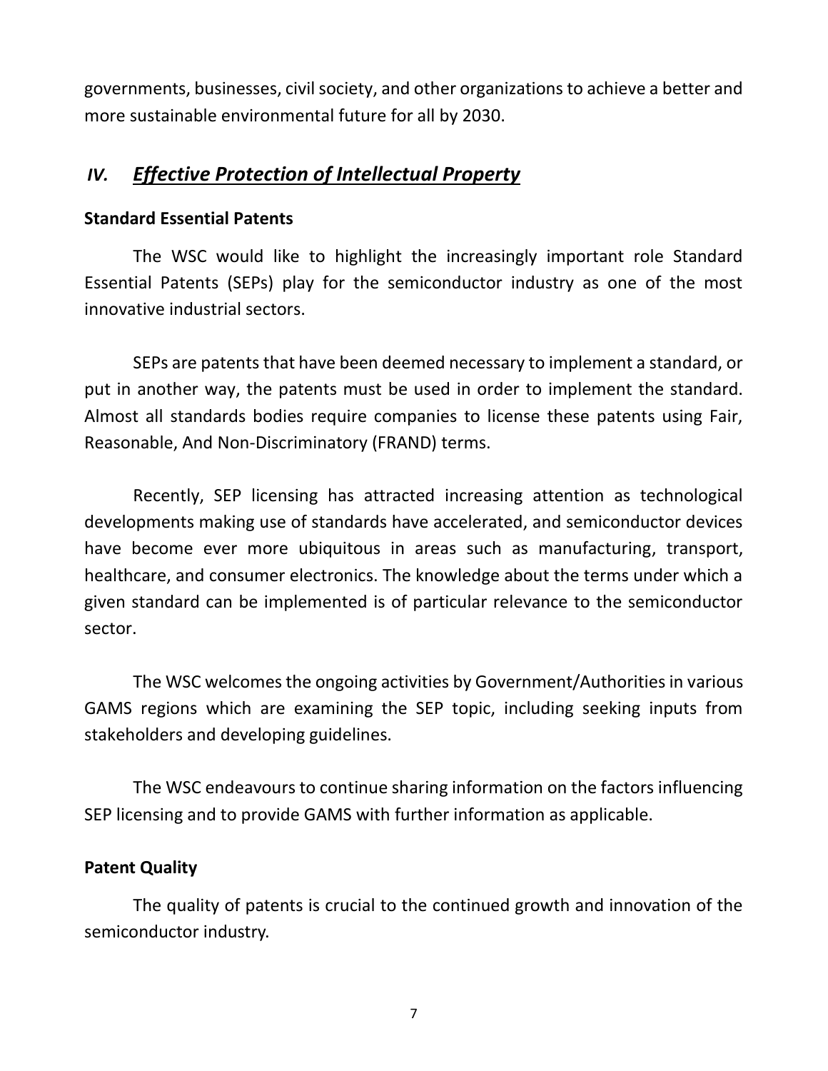governments, businesses, civil society, and other organizations to achieve a better and more sustainable environmental future for all by 2030.

## *IV. Effective Protection of Intellectual Property*

### Standard Essential Patents

The WSC would like to highlight the increasingly important role Standard Essential Patents (SEPs) play for the semiconductor industry as one of the most innovative industrial sectors.

SEPs are patents that have been deemed necessary to implement a standard, or put in another way, the patents must be used in order to implement the standard. Almost all standards bodies require companies to license these patents using Fair, Reasonable, And Non-Discriminatory (FRAND) terms.

Recently, SEP licensing has attracted increasing attention as technological developments making use of standards have accelerated, and semiconductor devices have become ever more ubiquitous in areas such as manufacturing, transport, healthcare, and consumer electronics. The knowledge about the terms under which a given standard can be implemented is of particular relevance to the semiconductor sector.

The WSC welcomes the ongoing activities by Government/Authorities in various GAMS regions which are examining the SEP topic, including seeking inputs from stakeholders and developing guidelines.

The WSC endeavours to continue sharing information on the factors influencing SEP licensing and to provide GAMS with further information as applicable.

### Patent Quality

The quality of patents is crucial to the continued growth and innovation of the semiconductor industry.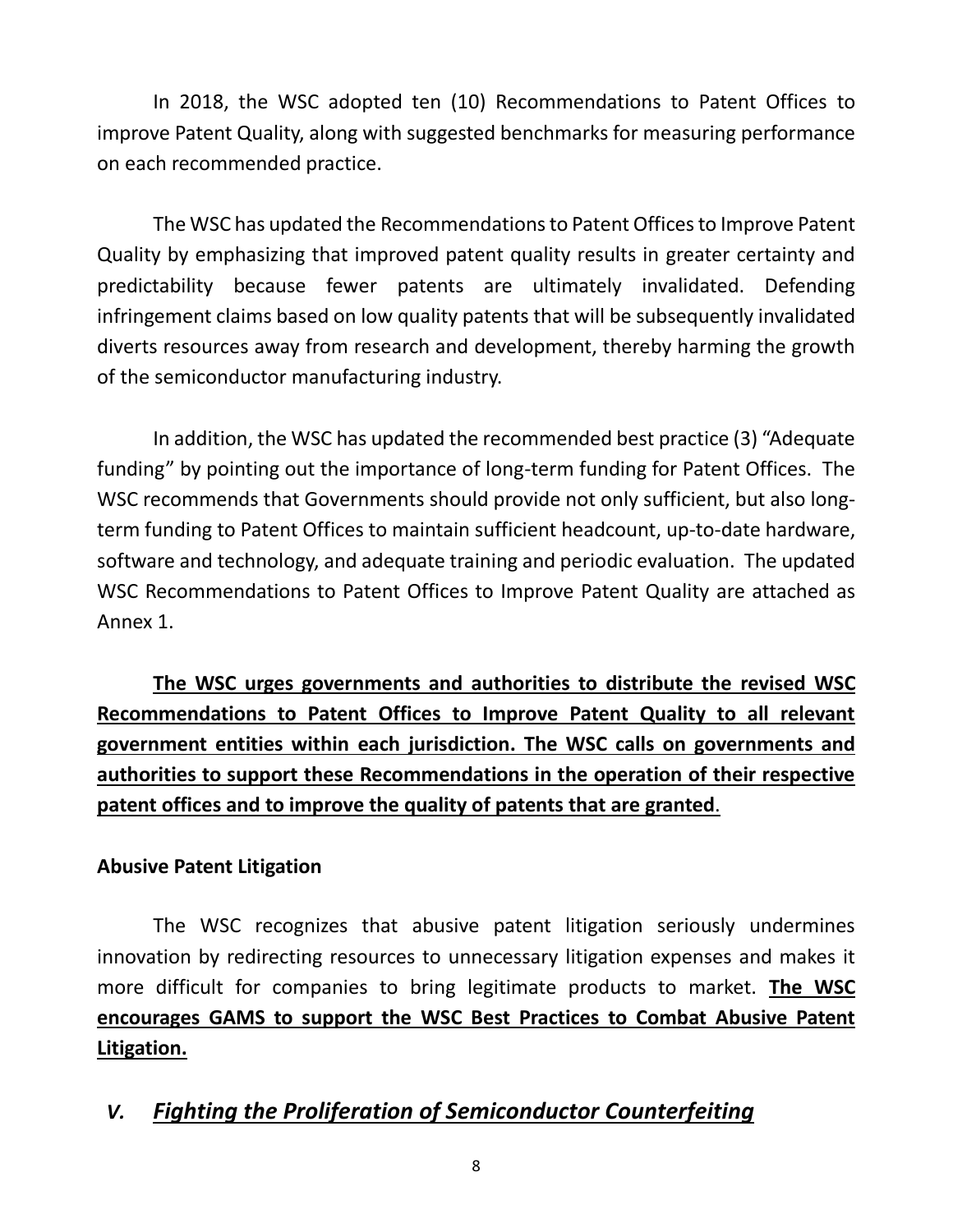In 2018, the WSC adopted ten (10) Recommendations to Patent Offices to improve Patent Quality, along with suggested benchmarks for measuring performance on each recommended practice.

The WSC has updated the Recommendations to Patent Offices to Improve Patent Quality by emphasizing that improved patent quality results in greater certainty and predictability because fewer patents are ultimately invalidated. Defending infringement claims based on low quality patents that will be subsequently invalidated diverts resources away from research and development, thereby harming the growth of the semiconductor manufacturing industry.

In addition, the WSC has updated the recommended best practice (3) "Adequate funding" by pointing out the importance of long-term funding for Patent Offices. The WSC recommends that Governments should provide not only sufficient, but also long-term funding to Patent Offices to maintain sufficient headcount, up-to-date hardware, software and technology, and adequate training and periodic evaluation. The updated WSC Recommendations to Patent Offices to Improve Patent Quality are attached as Annex 1.

**The WSC urges governments and authorities to distribute the revised WSC Recommendations to Patent Offices to Improve Patent Quality to all relevant government entities within each jurisdiction. The WSC calls on governments and authorities to support these Recommendations in the operation of their respective patent offices and to improve the quality of patents that are granted**.

**Abusive Patent Litigation**

The WSC recognizes that abusive patent litigation seriously undermines innovation by redirecting resources to unnecessary litigation expenses and makes it more difficult for companies to bring legitimate products to market. **The WSC encourages GAMS to support the WSC Best Practices to Combat Abusive Patent Litigation.**

## *V. Fighting the Proliferation of Semiconductor Counterfeiting*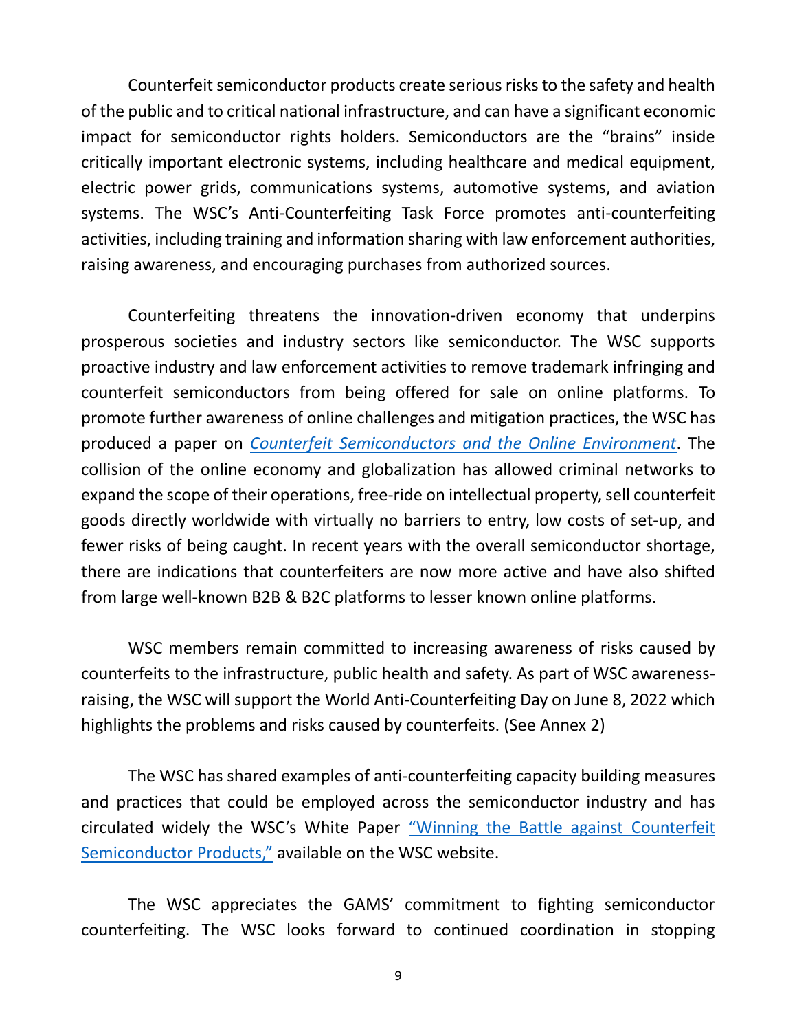Counterfeit semiconductor products create serious risks to the safety and health of the public and to critical national infrastructure, and can have a significant economic impact for semiconductor rights holders. Semiconductors are the "brains" inside critically important electronic systems, including healthcare and medical equipment, electric power grids, communications systems, automotive systems, and aviation systems. The WSC's Anti-Counterfeiting Task Force promotes anti-counterfeiting activities, including training and information sharing with law enforcement authorities, raising awareness, and encouraging purchases from authorized sources.

Counterfeiting threatens the innovation-driven economy that underpins prosperous societies and industry sectors like semiconductor. The WSC supports proactive industry and law enforcement activities to remove trademark infringing and counterfeit semiconductors from being offered for sale on online platforms. To promote further awareness of online challenges and mitigation practices, the WSC has produced a paper on *Counterfeit Semiconductors and the Online Environment*. The collision of the online economy and globalization has allowed criminal networks to expand the scope of their operations, free-ride on intellectual property, sell counterfeit goods directly worldwide with virtually no barriers to entry, low costs of set-up, and fewer risks of being caught. In recent years with the overall semiconductor shortage, there are indications that counterfeiters are now more active and have also shifted from large well-known B2B & B2C platforms to lesser known online platforms.

WSC members remain committed to increasing awareness of risks caused by counterfeits to the infrastructure, public health and safety. As part of WSC awareness-raising, the WSC will support the World Anti-Counterfeiting Day on June 8, 2022 which highlights the problems and risks caused by counterfeits. (See Annex 2)

The WSC has shared examples of anti-counterfeiting capacity building measures and practices that could be employed across the semiconductor industry and has circulated widely the WSC's White Paper "Winning the Battle against Counterfeit Semiconductor Products," available on the WSC website.

The WSC appreciates the GAMS' commitment to fighting semiconductor counterfeiting. The WSC looks forward to continued coordination in stopping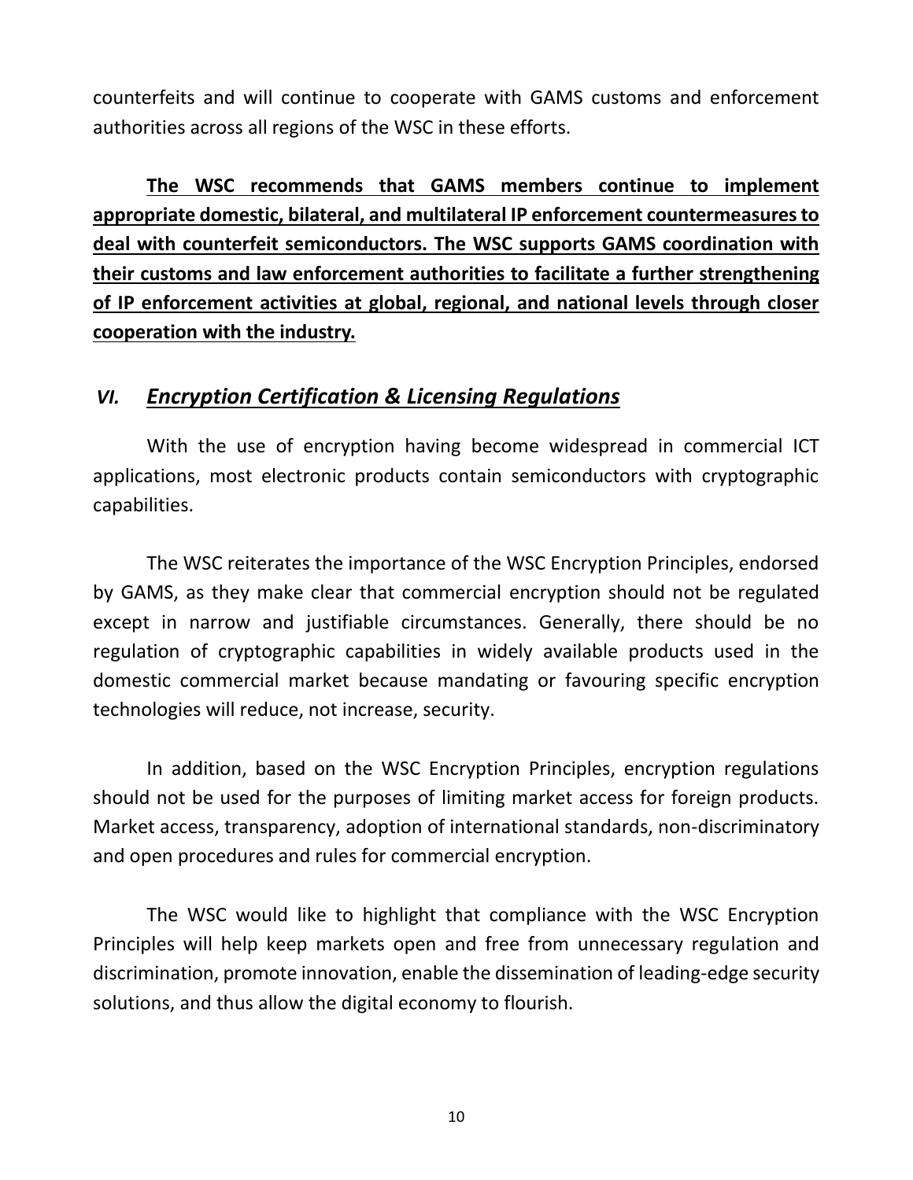counterfeits and will continue to cooperate with GAMS customs and enforcement authorities across all regions of the WSC in these efforts.

**The WSC recommends that GAMS members continue to implement appropriate domestic, bilateral, and multilateral IP enforcement countermeasures to deal with counterfeit semiconductors. The WSC supports GAMS coordination with their customs and law enforcement authorities to facilitate a further strengthening of IP enforcement activities at global, regional, and national levels through closer cooperation with the industry.**

## *VI. Encryption Certification & Licensing Regulations*

With the use of encryption having become widespread in commercial ICT applications, most electronic products contain semiconductors with cryptographic capabilities.

The WSC reiterates the importance of the WSC Encryption Principles, endorsed by GAMS, as they make clear that commercial encryption should not be regulated except in narrow and justifiable circumstances. Generally, there should be no regulation of cryptographic capabilities in widely available products used in the domestic commercial market because mandating or favouring specific encryption technologies will reduce, not increase, security.

In addition, based on the WSC Encryption Principles, encryption regulations should not be used for the purposes of limiting market access for foreign products. Market access, transparency, adoption of international standards, non-discriminatory and open procedures and rules for commercial encryption.

The WSC would like to highlight that compliance with the WSC Encryption Principles will help keep markets open and free from unnecessary regulation and discrimination, promote innovation, enable the dissemination of leading-edge security solutions, and thus allow the digital economy to flourish.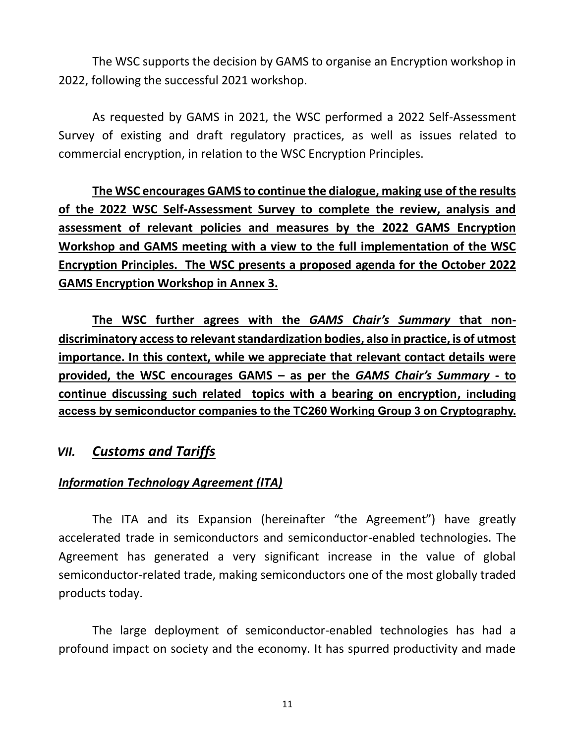The WSC supports the decision by GAMS to organise an Encryption workshop in 2022, following the successful 2021 workshop.

As requested by GAMS in 2021, the WSC performed a 2022 Self-Assessment Survey of existing and draft regulatory practices, as well as issues related to commercial encryption, in relation to the WSC Encryption Principles.

<u>**The WSC encourages GAMS to continue the dialogue, making use of the results of the 2022 WSC Self-Assessment Survey to complete the review, analysis and assessment of relevant policies and measures by the 2022 GAMS Encryption Workshop and GAMS meeting with a view to the full implementation of the WSC Encryption Principles. The WSC presents a proposed agenda for the October 2022 GAMS Encryption Workshop in Annex 3.**</u>

<u>**The WSC further agrees with the *GAMS Chair's Summary* that non-discriminatory access to relevant standardization bodies, also in practice, is of utmost importance. In this context, while we appreciate that relevant contact details were provided, the WSC encourages GAMS – as per the *GAMS Chair's Summary* - to continue discussing such related topics with a bearing on encryption, including access by semiconductor companies to the TC260 Working Group 3 on Cryptography.**</u>

## *VII. Customs and Tariffs*

### *Information Technology Agreement (ITA)*

The ITA and its Expansion (hereinafter "the Agreement") have greatly accelerated trade in semiconductors and semiconductor-enabled technologies. The Agreement has generated a very significant increase in the value of global semiconductor-related trade, making semiconductors one of the most globally traded products today.

The large deployment of semiconductor-enabled technologies has had a profound impact on society and the economy. It has spurred productivity and made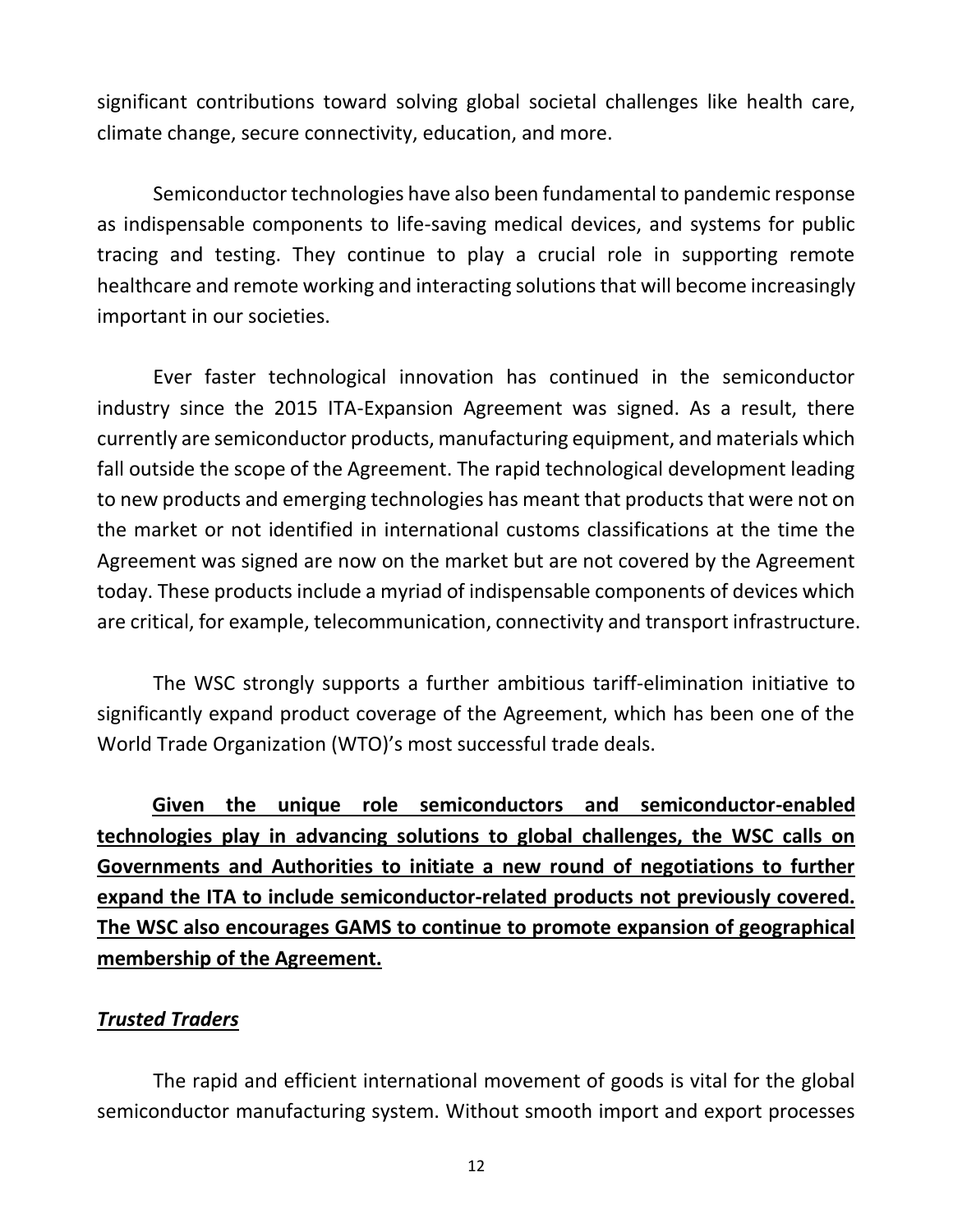significant contributions toward solving global societal challenges like health care, climate change, secure connectivity, education, and more.

Semiconductor technologies have also been fundamental to pandemic response as indispensable components to life-saving medical devices, and systems for public tracing and testing. They continue to play a crucial role in supporting remote healthcare and remote working and interacting solutions that will become increasingly important in our societies.

Ever faster technological innovation has continued in the semiconductor industry since the 2015 ITA-Expansion Agreement was signed. As a result, there currently are semiconductor products, manufacturing equipment, and materials which fall outside the scope of the Agreement. The rapid technological development leading to new products and emerging technologies has meant that products that were not on the market or not identified in international customs classifications at the time the Agreement was signed are now on the market but are not covered by the Agreement today. These products include a myriad of indispensable components of devices which are critical, for example, telecommunication, connectivity and transport infrastructure.

The WSC strongly supports a further ambitious tariff-elimination initiative to significantly expand product coverage of the Agreement, which has been one of the World Trade Organization (WTO)'s most successful trade deals.

<u>**Given the unique role semiconductors and semiconductor-enabled technologies play in advancing solutions to global challenges, the WSC calls on Governments and Authorities to initiate a new round of negotiations to further expand the ITA to include semiconductor-related products not previously covered. The WSC also encourages GAMS to continue to promote expansion of geographical membership of the Agreement.**</u>

<u>***Trusted Traders***</u>

The rapid and efficient international movement of goods is vital for the global semiconductor manufacturing system. Without smooth import and export processes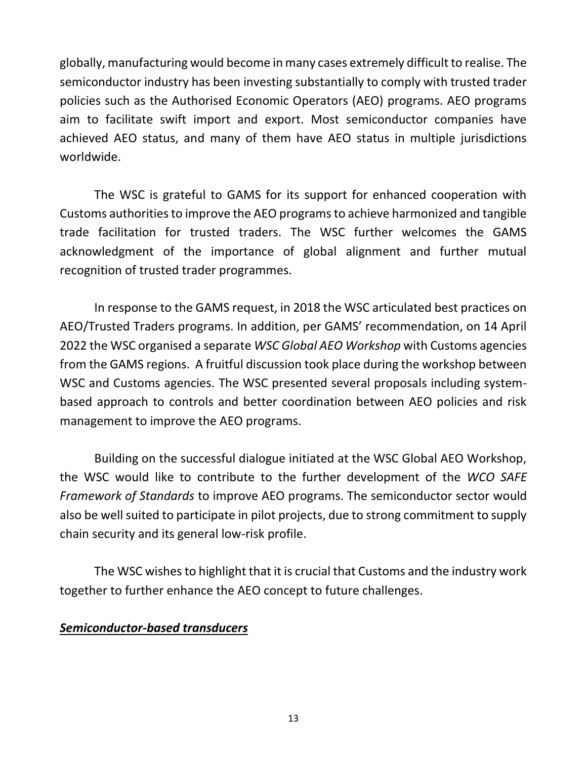globally, manufacturing would become in many cases extremely difficult to realise. The semiconductor industry has been investing substantially to comply with trusted trader policies such as the Authorised Economic Operators (AEO) programs. AEO programs aim to facilitate swift import and export. Most semiconductor companies have achieved AEO status, and many of them have AEO status in multiple jurisdictions worldwide.

The WSC is grateful to GAMS for its support for enhanced cooperation with Customs authorities to improve the AEO programs to achieve harmonized and tangible trade facilitation for trusted traders. The WSC further welcomes the GAMS acknowledgment of the importance of global alignment and further mutual recognition of trusted trader programmes.

In response to the GAMS request, in 2018 the WSC articulated best practices on AEO/Trusted Traders programs. In addition, per GAMS' recommendation, on 14 April 2022 the WSC organised a separate *WSC Global AEO Workshop* with Customs agencies from the GAMS regions. A fruitful discussion took place during the workshop between WSC and Customs agencies. The WSC presented several proposals including system-based approach to controls and better coordination between AEO policies and risk management to improve the AEO programs.

Building on the successful dialogue initiated at the WSC Global AEO Workshop, the WSC would like to contribute to the further development of the *WCO SAFE Framework of Standards* to improve AEO programs. The semiconductor sector would also be well suited to participate in pilot projects, due to strong commitment to supply chain security and its general low-risk profile.

The WSC wishes to highlight that it is crucial that Customs and the industry work together to further enhance the AEO concept to future challenges.

***Semiconductor-based transducers***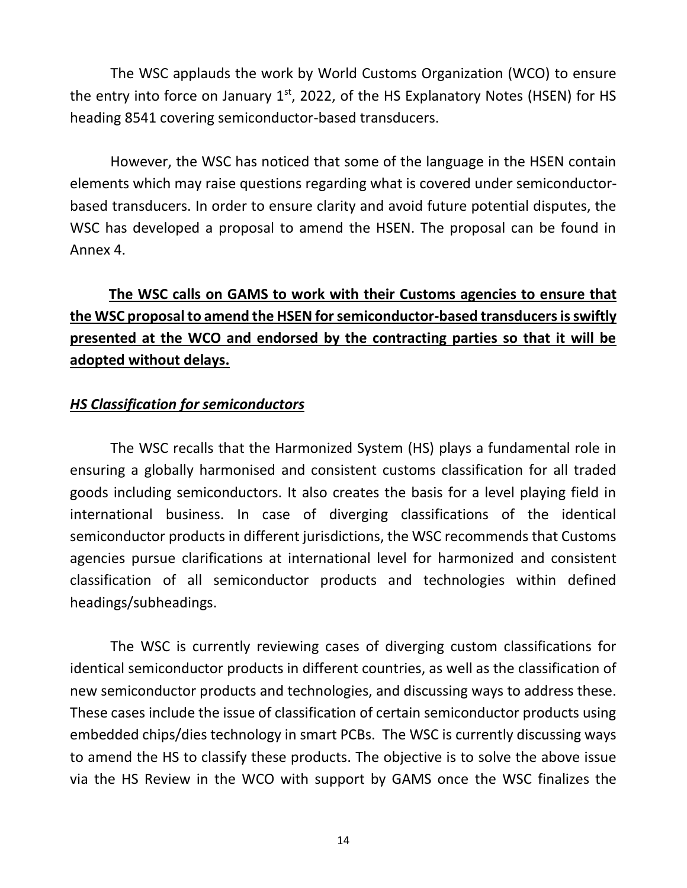The WSC applauds the work by World Customs Organization (WCO) to ensure the entry into force on January 1st, 2022, of the HS Explanatory Notes (HSEN) for HS heading 8541 covering semiconductor-based transducers.

However, the WSC has noticed that some of the language in the HSEN contain elements which may raise questions regarding what is covered under semiconductor-based transducers. In order to ensure clarity and avoid future potential disputes, the WSC has developed a proposal to amend the HSEN. The proposal can be found in Annex 4.

<u>**The WSC calls on GAMS to work with their Customs agencies to ensure that the WSC proposal to amend the HSEN for semiconductor-based transducers is swiftly presented at the WCO and endorsed by the contracting parties so that it will be adopted without delays.**</u>

<u>***HS Classification for semiconductors***</u>

The WSC recalls that the Harmonized System (HS) plays a fundamental role in ensuring a globally harmonised and consistent customs classification for all traded goods including semiconductors. It also creates the basis for a level playing field in international business. In case of diverging classifications of the identical semiconductor products in different jurisdictions, the WSC recommends that Customs agencies pursue clarifications at international level for harmonized and consistent classification of all semiconductor products and technologies within defined headings/subheadings.

The WSC is currently reviewing cases of diverging custom classifications for identical semiconductor products in different countries, as well as the classification of new semiconductor products and technologies, and discussing ways to address these. These cases include the issue of classification of certain semiconductor products using embedded chips/dies technology in smart PCBs. The WSC is currently discussing ways to amend the HS to classify these products. The objective is to solve the above issue via the HS Review in the WCO with support by GAMS once the WSC finalizes the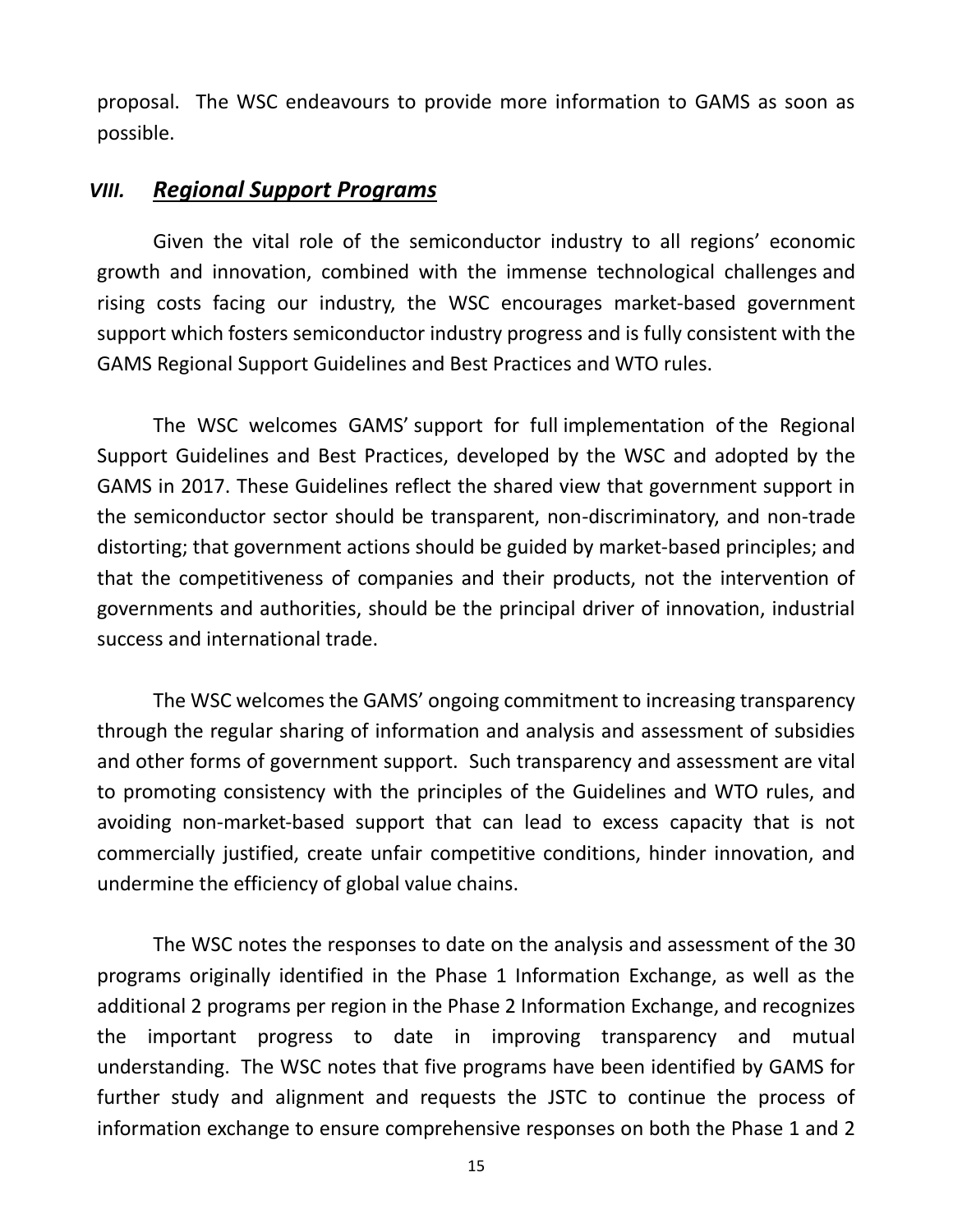proposal. The WSC endeavours to provide more information to GAMS as soon as possible.

## *VIII. Regional Support Programs*

Given the vital role of the semiconductor industry to all regions' economic growth and innovation, combined with the immense technological challenges and rising costs facing our industry, the WSC encourages market-based government support which fosters semiconductor industry progress and is fully consistent with the GAMS Regional Support Guidelines and Best Practices and WTO rules.

The WSC welcomes GAMS' support for full implementation of the Regional Support Guidelines and Best Practices, developed by the WSC and adopted by the GAMS in 2017. These Guidelines reflect the shared view that government support in the semiconductor sector should be transparent, non-discriminatory, and non-trade distorting; that government actions should be guided by market-based principles; and that the competitiveness of companies and their products, not the intervention of governments and authorities, should be the principal driver of innovation, industrial success and international trade.

The WSC welcomes the GAMS' ongoing commitment to increasing transparency through the regular sharing of information and analysis and assessment of subsidies and other forms of government support. Such transparency and assessment are vital to promoting consistency with the principles of the Guidelines and WTO rules, and avoiding non-market-based support that can lead to excess capacity that is not commercially justified, create unfair competitive conditions, hinder innovation, and undermine the efficiency of global value chains.

The WSC notes the responses to date on the analysis and assessment of the 30 programs originally identified in the Phase 1 Information Exchange, as well as the additional 2 programs per region in the Phase 2 Information Exchange, and recognizes the important progress to date in improving transparency and mutual understanding. The WSC notes that five programs have been identified by GAMS for further study and alignment and requests the JSTC to continue the process of information exchange to ensure comprehensive responses on both the Phase 1 and 2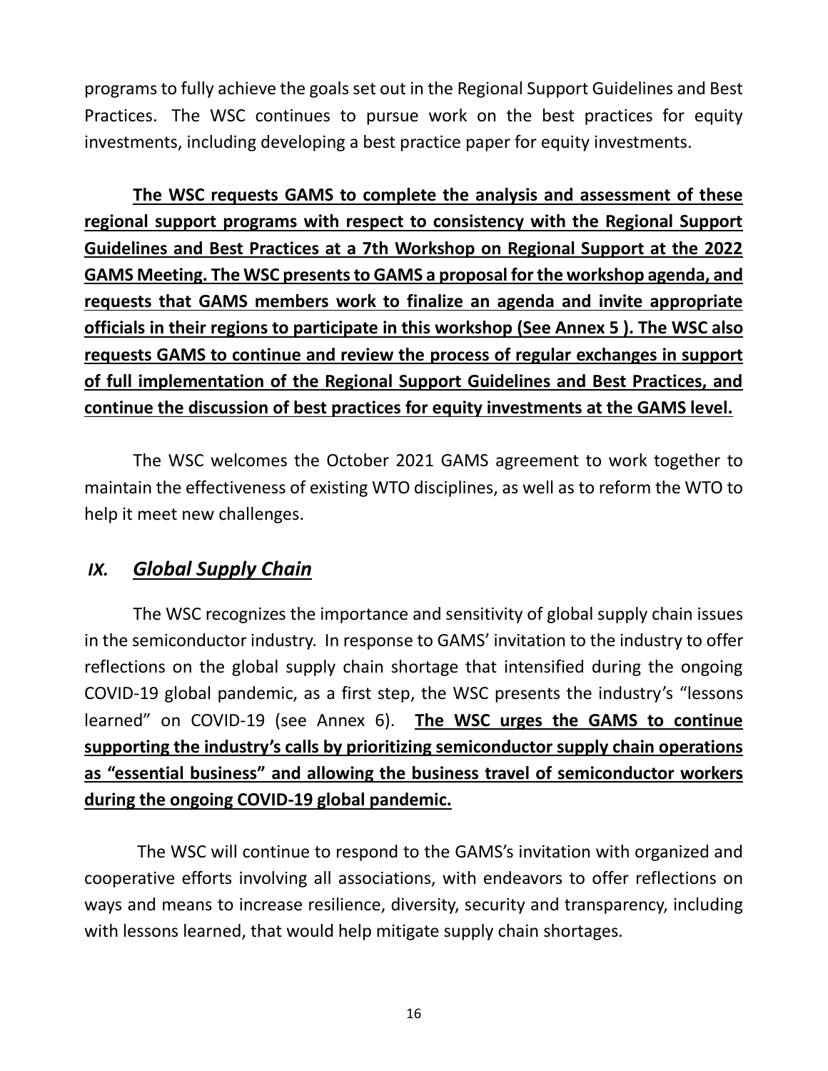programs to fully achieve the goals set out in the Regional Support Guidelines and Best Practices. The WSC continues to pursue work on the best practices for equity investments, including developing a best practice paper for equity investments.

**<u>The WSC requests GAMS to complete the analysis and assessment of these regional support programs with respect to consistency with the Regional Support Guidelines and Best Practices at a 7th Workshop on Regional Support at the 2022 GAMS Meeting. The WSC presents to GAMS a proposal for the workshop agenda, and requests that GAMS members work to finalize an agenda and invite appropriate officials in their regions to participate in this workshop (See Annex 5 ). The WSC also requests GAMS to continue and review the process of regular exchanges in support of full implementation of the Regional Support Guidelines and Best Practices, and continue the discussion of best practices for equity investments at the GAMS level.</u>**

The WSC welcomes the October 2021 GAMS agreement to work together to maintain the effectiveness of existing WTO disciplines, as well as to reform the WTO to help it meet new challenges.

## *IX. <u>Global Supply Chain</u>*

The WSC recognizes the importance and sensitivity of global supply chain issues in the semiconductor industry. In response to GAMS' invitation to the industry to offer reflections on the global supply chain shortage that intensified during the ongoing COVID-19 global pandemic, as a first step, the WSC presents the industry's "lessons learned" on COVID-19 (see Annex 6). **<u>The WSC urges the GAMS to continue supporting the industry's calls by prioritizing semiconductor supply chain operations as "essential business" and allowing the business travel of semiconductor workers during the ongoing COVID-19 global pandemic.</u>**

The WSC will continue to respond to the GAMS's invitation with organized and cooperative efforts involving all associations, with endeavors to offer reflections on ways and means to increase resilience, diversity, security and transparency, including with lessons learned, that would help mitigate supply chain shortages.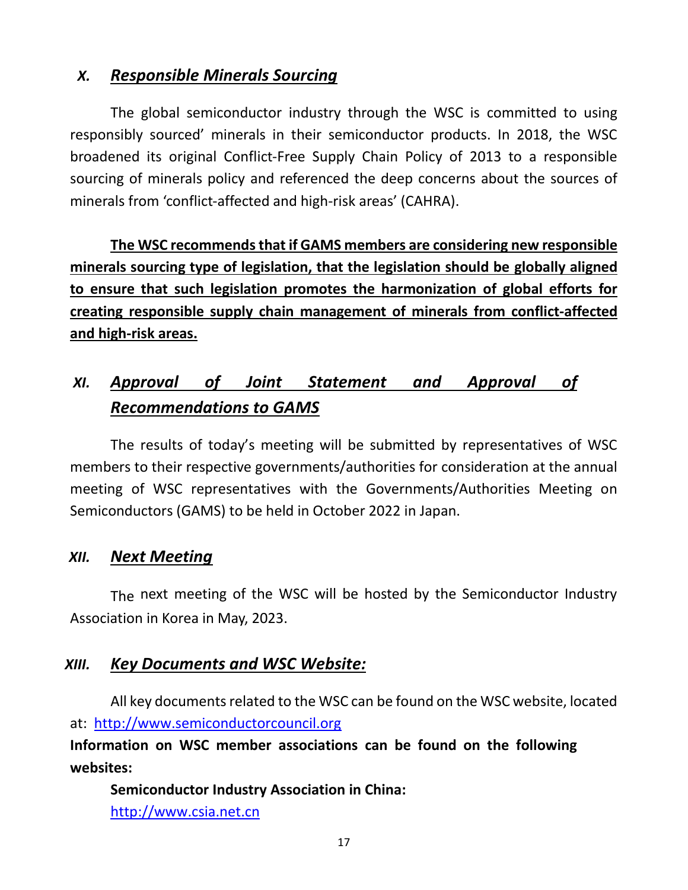## X. ***Responsible Minerals Sourcing***

The global semiconductor industry through the WSC is committed to using responsibly sourced' minerals in their semiconductor products. In 2018, the WSC broadened its original Conflict-Free Supply Chain Policy of 2013 to a responsible sourcing of minerals policy and referenced the deep concerns about the sources of minerals from 'conflict-affected and high-risk areas' (CAHRA).

**The WSC recommends that if GAMS members are considering new responsible minerals sourcing type of legislation, that the legislation should be globally aligned to ensure that such legislation promotes the harmonization of global efforts for creating responsible supply chain management of minerals from conflict-affected and high-risk areas.**

## XI. ***Approval of Joint Statement and Approval of Recommendations to GAMS***

The results of today's meeting will be submitted by representatives of WSC members to their respective governments/authorities for consideration at the annual meeting of WSC representatives with the Governments/Authorities Meeting on Semiconductors (GAMS) to be held in October 2022 in Japan.

## XII. ***Next Meeting***

The next meeting of the WSC will be hosted by the Semiconductor Industry Association in Korea in May, 2023.

## XIII. ***Key Documents and WSC Website:***

All key documents related to the WSC can be found on the WSC website, located at: http://www.semiconductorcouncil.org

**Information on WSC member associations can be found on the following websites:**

**Semiconductor Industry Association in China:**
http://www.csia.net.cn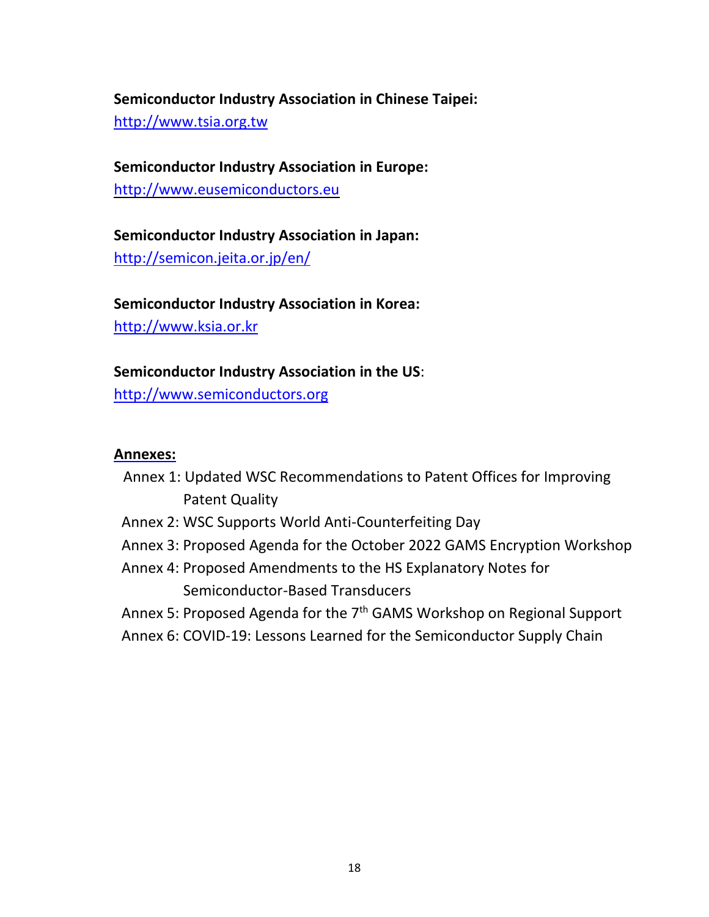**Semiconductor Industry Association in Chinese Taipei:**
http://www.tsia.org.tw

**Semiconductor Industry Association in Europe:**
http://www.eusemiconductors.eu

**Semiconductor Industry Association in Japan:**
http://semicon.jeita.or.jp/en/

**Semiconductor Industry Association in Korea:**
http://www.ksia.or.kr

**Semiconductor Industry Association in the US**:
http://www.semiconductors.org

**Annexes:**

Annex 1: Updated WSC Recommendations to Patent Offices for Improving Patent Quality
Annex 2: WSC Supports World Anti-Counterfeiting Day
Annex 3: Proposed Agenda for the October 2022 GAMS Encryption Workshop
Annex 4: Proposed Amendments to the HS Explanatory Notes for Semiconductor-Based Transducers
Annex 5: Proposed Agenda for the 7th GAMS Workshop on Regional Support
Annex 6: COVID-19: Lessons Learned for the Semiconductor Supply Chain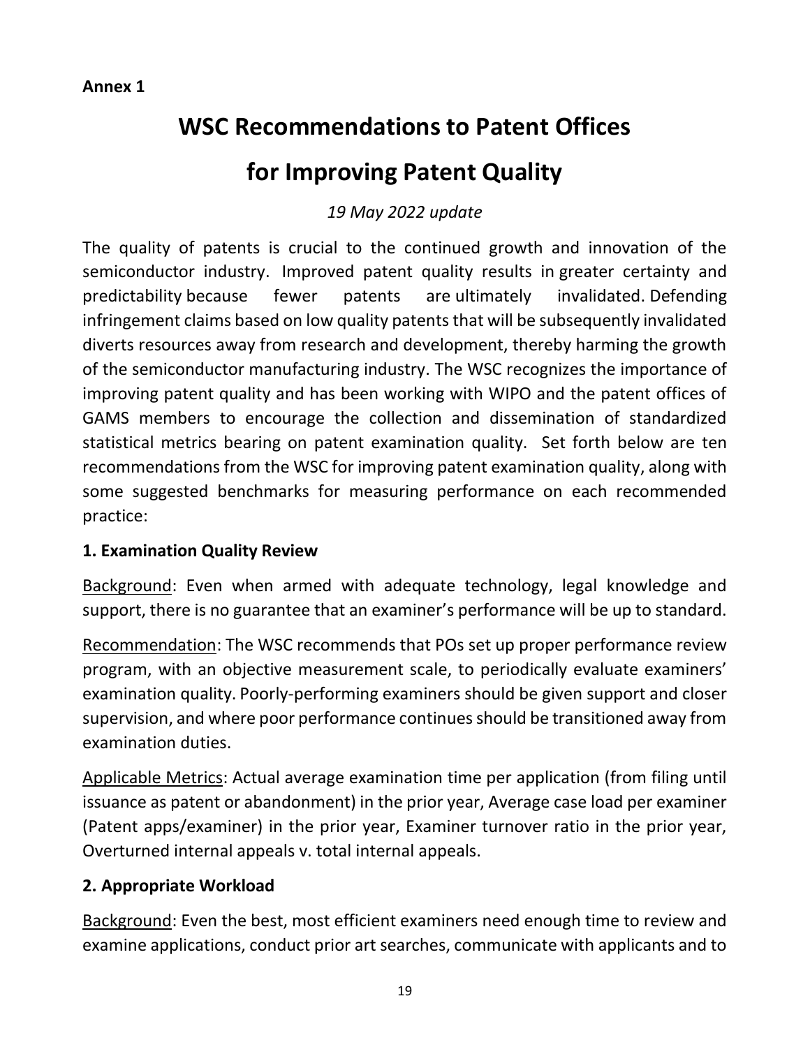**Annex 1**

# WSC Recommendations to Patent Offices for Improving Patent Quality

*19 May 2022 update*

The quality of patents is crucial to the continued growth and innovation of the semiconductor industry. Improved patent quality results in greater certainty and predictability because fewer patents are ultimately invalidated. Defending infringement claims based on low quality patents that will be subsequently invalidated diverts resources away from research and development, thereby harming the growth of the semiconductor manufacturing industry. The WSC recognizes the importance of improving patent quality and has been working with WIPO and the patent offices of GAMS members to encourage the collection and dissemination of standardized statistical metrics bearing on patent examination quality. Set forth below are ten recommendations from the WSC for improving patent examination quality, along with some suggested benchmarks for measuring performance on each recommended practice:

### 1. Examination Quality Review

<u>Background</u>: Even when armed with adequate technology, legal knowledge and support, there is no guarantee that an examiner's performance will be up to standard.

<u>Recommendation</u>: The WSC recommends that POs set up proper performance review program, with an objective measurement scale, to periodically evaluate examiners' examination quality. Poorly-performing examiners should be given support and closer supervision, and where poor performance continues should be transitioned away from examination duties.

<u>Applicable Metrics</u>: Actual average examination time per application (from filing until issuance as patent or abandonment) in the prior year, Average case load per examiner (Patent apps/examiner) in the prior year, Examiner turnover ratio in the prior year, Overturned internal appeals v. total internal appeals.

### 2. Appropriate Workload

<u>Background</u>: Even the best, most efficient examiners need enough time to review and examine applications, conduct prior art searches, communicate with applicants and to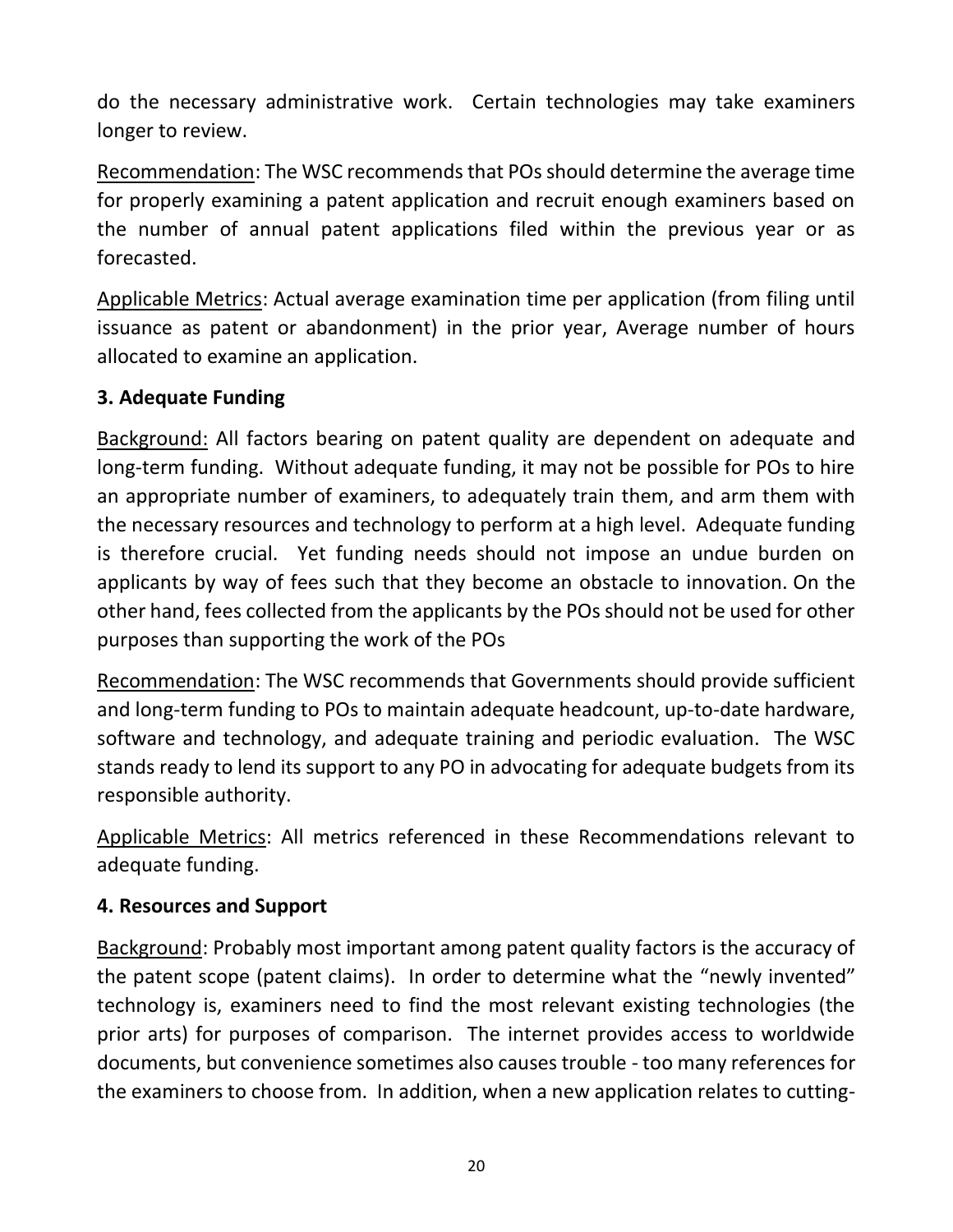do the necessary administrative work. Certain technologies may take examiners longer to review.

Recommendation: The WSC recommends that POs should determine the average time for properly examining a patent application and recruit enough examiners based on the number of annual patent applications filed within the previous year or as forecasted.

Applicable Metrics: Actual average examination time per application (from filing until issuance as patent or abandonment) in the prior year, Average number of hours allocated to examine an application.

### 3. Adequate Funding

Background: All factors bearing on patent quality are dependent on adequate and long-term funding. Without adequate funding, it may not be possible for POs to hire an appropriate number of examiners, to adequately train them, and arm them with the necessary resources and technology to perform at a high level. Adequate funding is therefore crucial. Yet funding needs should not impose an undue burden on applicants by way of fees such that they become an obstacle to innovation. On the other hand, fees collected from the applicants by the POs should not be used for other purposes than supporting the work of the POs

Recommendation: The WSC recommends that Governments should provide sufficient and long-term funding to POs to maintain adequate headcount, up-to-date hardware, software and technology, and adequate training and periodic evaluation. The WSC stands ready to lend its support to any PO in advocating for adequate budgets from its responsible authority.

Applicable Metrics: All metrics referenced in these Recommendations relevant to adequate funding.

### 4. Resources and Support

Background: Probably most important among patent quality factors is the accuracy of the patent scope (patent claims). In order to determine what the "newly invented" technology is, examiners need to find the most relevant existing technologies (the prior arts) for purposes of comparison. The internet provides access to worldwide documents, but convenience sometimes also causes trouble - too many references for the examiners to choose from. In addition, when a new application relates to cutting-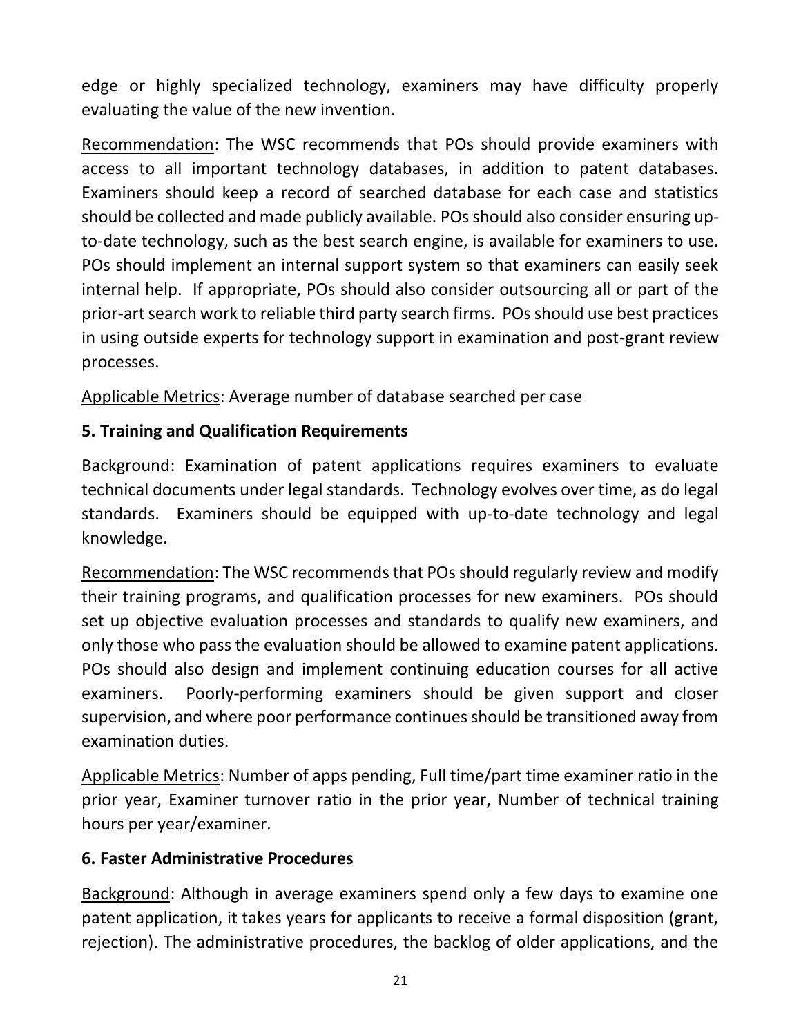edge or highly specialized technology, examiners may have difficulty properly evaluating the value of the new invention.

Recommendation: The WSC recommends that POs should provide examiners with access to all important technology databases, in addition to patent databases. Examiners should keep a record of searched database for each case and statistics should be collected and made publicly available. POs should also consider ensuring up-to-date technology, such as the best search engine, is available for examiners to use. POs should implement an internal support system so that examiners can easily seek internal help. If appropriate, POs should also consider outsourcing all or part of the prior-art search work to reliable third party search firms. POs should use best practices in using outside experts for technology support in examination and post-grant review processes.

Applicable Metrics: Average number of database searched per case

**5. Training and Qualification Requirements**

Background: Examination of patent applications requires examiners to evaluate technical documents under legal standards. Technology evolves over time, as do legal standards. Examiners should be equipped with up-to-date technology and legal knowledge.

Recommendation: The WSC recommends that POs should regularly review and modify their training programs, and qualification processes for new examiners. POs should set up objective evaluation processes and standards to qualify new examiners, and only those who pass the evaluation should be allowed to examine patent applications. POs should also design and implement continuing education courses for all active examiners. Poorly-performing examiners should be given support and closer supervision, and where poor performance continues should be transitioned away from examination duties.

Applicable Metrics: Number of apps pending, Full time/part time examiner ratio in the prior year, Examiner turnover ratio in the prior year, Number of technical training hours per year/examiner.

**6. Faster Administrative Procedures**

Background: Although in average examiners spend only a few days to examine one patent application, it takes years for applicants to receive a formal disposition (grant, rejection). The administrative procedures, the backlog of older applications, and the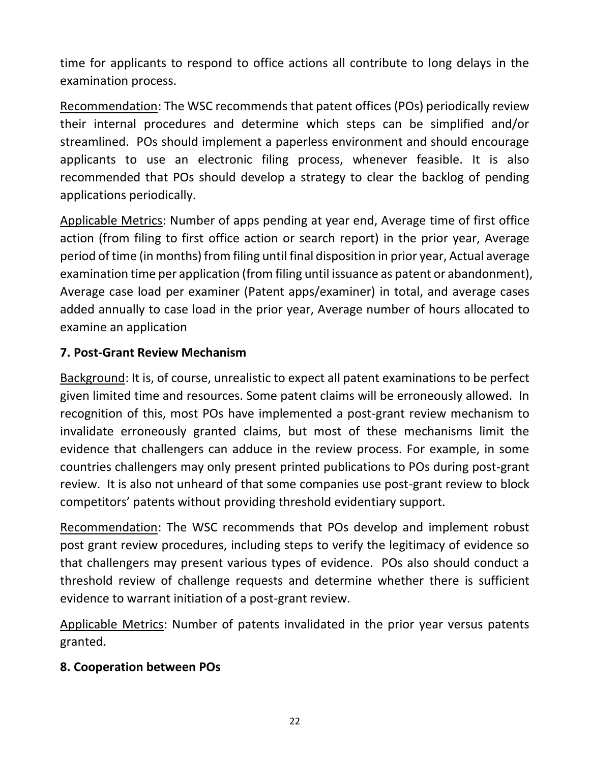time for applicants to respond to office actions all contribute to long delays in the examination process.

Recommendation: The WSC recommends that patent offices (POs) periodically review their internal procedures and determine which steps can be simplified and/or streamlined. POs should implement a paperless environment and should encourage applicants to use an electronic filing process, whenever feasible. It is also recommended that POs should develop a strategy to clear the backlog of pending applications periodically.

Applicable Metrics: Number of apps pending at year end, Average time of first office action (from filing to first office action or search report) in the prior year, Average period of time (in months) from filing until final disposition in prior year, Actual average examination time per application (from filing until issuance as patent or abandonment), Average case load per examiner (Patent apps/examiner) in total, and average cases added annually to case load in the prior year, Average number of hours allocated to examine an application

### 7. Post-Grant Review Mechanism

Background: It is, of course, unrealistic to expect all patent examinations to be perfect given limited time and resources. Some patent claims will be erroneously allowed. In recognition of this, most POs have implemented a post-grant review mechanism to invalidate erroneously granted claims, but most of these mechanisms limit the evidence that challengers can adduce in the review process. For example, in some countries challengers may only present printed publications to POs during post-grant review. It is also not unheard of that some companies use post-grant review to block competitors' patents without providing threshold evidentiary support.

Recommendation: The WSC recommends that POs develop and implement robust post grant review procedures, including steps to verify the legitimacy of evidence so that challengers may present various types of evidence. POs also should conduct a threshold review of challenge requests and determine whether there is sufficient evidence to warrant initiation of a post-grant review.

Applicable Metrics: Number of patents invalidated in the prior year versus patents granted.

### 8. Cooperation between POs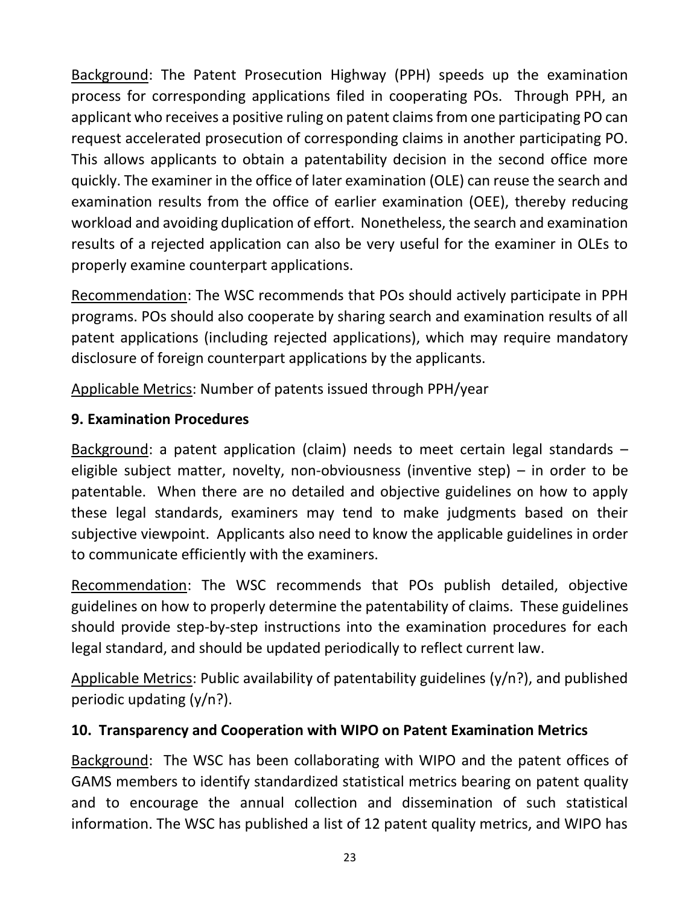Background: The Patent Prosecution Highway (PPH) speeds up the examination process for corresponding applications filed in cooperating POs. Through PPH, an applicant who receives a positive ruling on patent claims from one participating PO can request accelerated prosecution of corresponding claims in another participating PO. This allows applicants to obtain a patentability decision in the second office more quickly. The examiner in the office of later examination (OLE) can reuse the search and examination results from the office of earlier examination (OEE), thereby reducing workload and avoiding duplication of effort. Nonetheless, the search and examination results of a rejected application can also be very useful for the examiner in OLEs to properly examine counterpart applications.

Recommendation: The WSC recommends that POs should actively participate in PPH programs. POs should also cooperate by sharing search and examination results of all patent applications (including rejected applications), which may require mandatory disclosure of foreign counterpart applications by the applicants.

Applicable Metrics: Number of patents issued through PPH/year

### 9. Examination Procedures

Background: a patent application (claim) needs to meet certain legal standards – eligible subject matter, novelty, non-obviousness (inventive step) – in order to be patentable. When there are no detailed and objective guidelines on how to apply these legal standards, examiners may tend to make judgments based on their subjective viewpoint. Applicants also need to know the applicable guidelines in order to communicate efficiently with the examiners.

Recommendation: The WSC recommends that POs publish detailed, objective guidelines on how to properly determine the patentability of claims. These guidelines should provide step-by-step instructions into the examination procedures for each legal standard, and should be updated periodically to reflect current law.

Applicable Metrics: Public availability of patentability guidelines (y/n?), and published periodic updating (y/n?).

### 10. Transparency and Cooperation with WIPO on Patent Examination Metrics

Background: The WSC has been collaborating with WIPO and the patent offices of GAMS members to identify standardized statistical metrics bearing on patent quality and to encourage the annual collection and dissemination of such statistical information. The WSC has published a list of 12 patent quality metrics, and WIPO has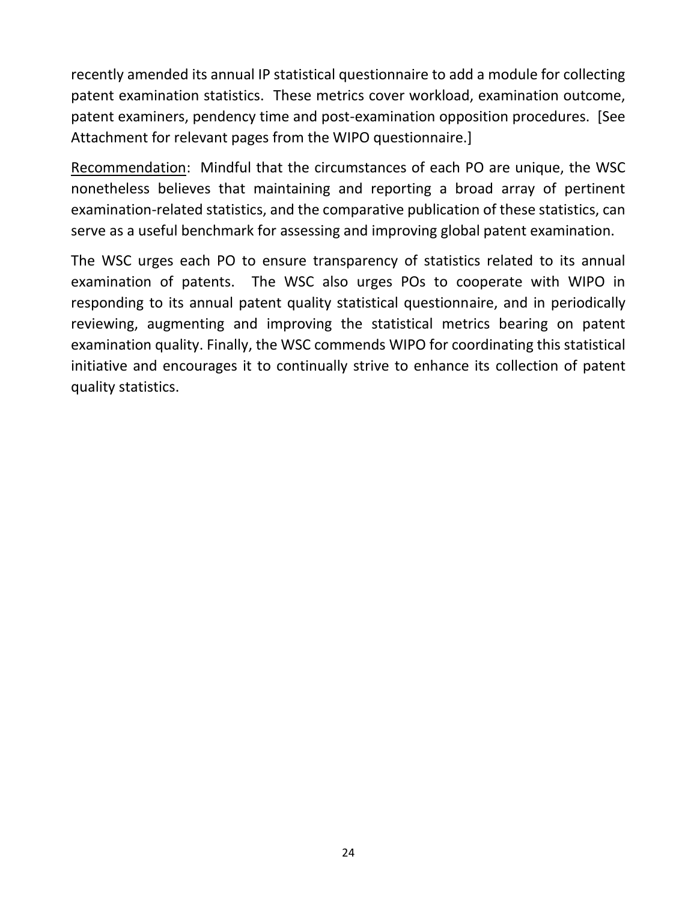recently amended its annual IP statistical questionnaire to add a module for collecting patent examination statistics. These metrics cover workload, examination outcome, patent examiners, pendency time and post-examination opposition procedures. [See Attachment for relevant pages from the WIPO questionnaire.]

<u>Recommendation</u>: Mindful that the circumstances of each PO are unique, the WSC nonetheless believes that maintaining and reporting a broad array of pertinent examination-related statistics, and the comparative publication of these statistics, can serve as a useful benchmark for assessing and improving global patent examination.

The WSC urges each PO to ensure transparency of statistics related to its annual examination of patents. The WSC also urges POs to cooperate with WIPO in responding to its annual patent quality statistical questionnaire, and in periodically reviewing, augmenting and improving the statistical metrics bearing on patent examination quality. Finally, the WSC commends WIPO for coordinating this statistical initiative and encourages it to continually strive to enhance its collection of patent quality statistics.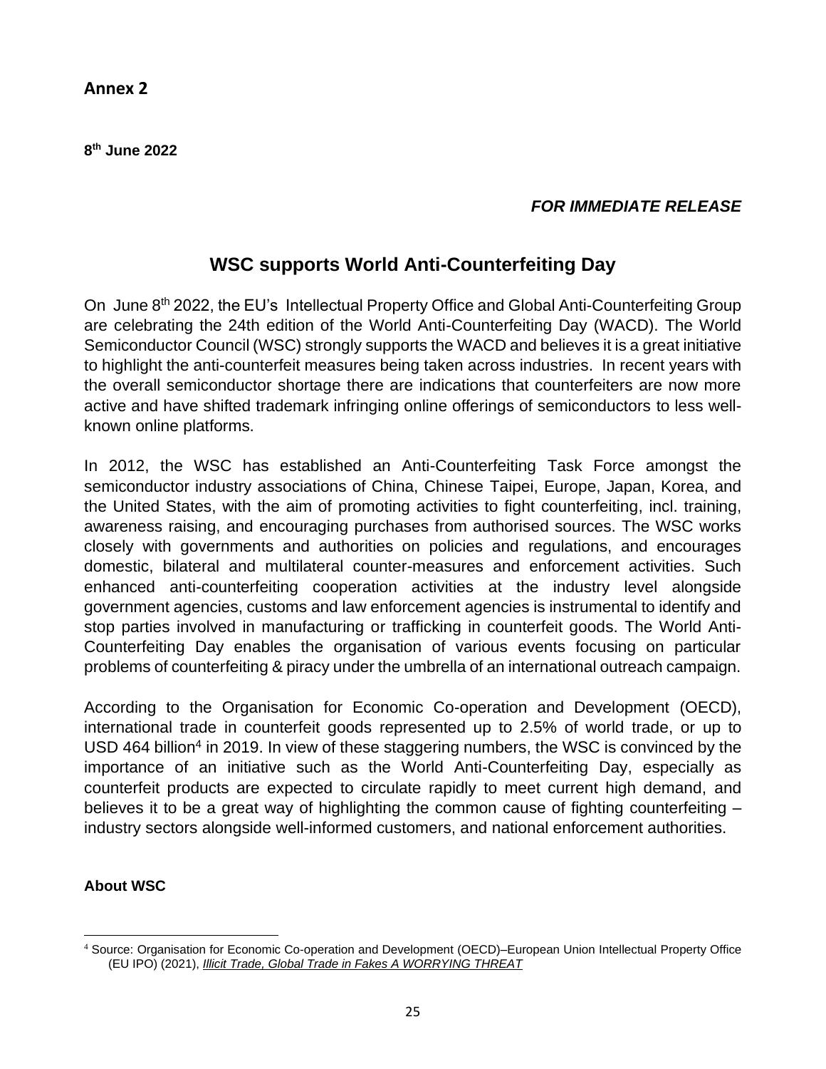## Annex 2

**8th June 2022**

***FOR IMMEDIATE RELEASE***

# WSC supports World Anti-Counterfeiting Day

On June 8th 2022, the EU's Intellectual Property Office and Global Anti-Counterfeiting Group are celebrating the 24th edition of the World Anti-Counterfeiting Day (WACD). The World Semiconductor Council (WSC) strongly supports the WACD and believes it is a great initiative to highlight the anti-counterfeit measures being taken across industries. In recent years with the overall semiconductor shortage there are indications that counterfeiters are now more active and have shifted trademark infringing online offerings of semiconductors to less well-known online platforms.

In 2012, the WSC has established an Anti-Counterfeiting Task Force amongst the semiconductor industry associations of China, Chinese Taipei, Europe, Japan, Korea, and the United States, with the aim of promoting activities to fight counterfeiting, incl. training, awareness raising, and encouraging purchases from authorised sources. The WSC works closely with governments and authorities on policies and regulations, and encourages domestic, bilateral and multilateral counter-measures and enforcement activities. Such enhanced anti-counterfeiting cooperation activities at the industry level alongside government agencies, customs and law enforcement agencies is instrumental to identify and stop parties involved in manufacturing or trafficking in counterfeit goods. The World Anti-Counterfeiting Day enables the organisation of various events focusing on particular problems of counterfeiting & piracy under the umbrella of an international outreach campaign.

According to the Organisation for Economic Co-operation and Development (OECD), international trade in counterfeit goods represented up to 2.5% of world trade, or up to USD 464 billion[4] in 2019. In view of these staggering numbers, the WSC is convinced by the importance of an initiative such as the World Anti-Counterfeiting Day, especially as counterfeit products are expected to circulate rapidly to meet current high demand, and believes it to be a great way of highlighting the common cause of fighting counterfeiting – industry sectors alongside well-informed customers, and national enforcement authorities.

**About WSC**

[4] Source: Organisation for Economic Co-operation and Development (OECD)–European Union Intellectual Property Office (EU IPO) (2021), *Illicit Trade, Global Trade in Fakes A WORRYING THREAT*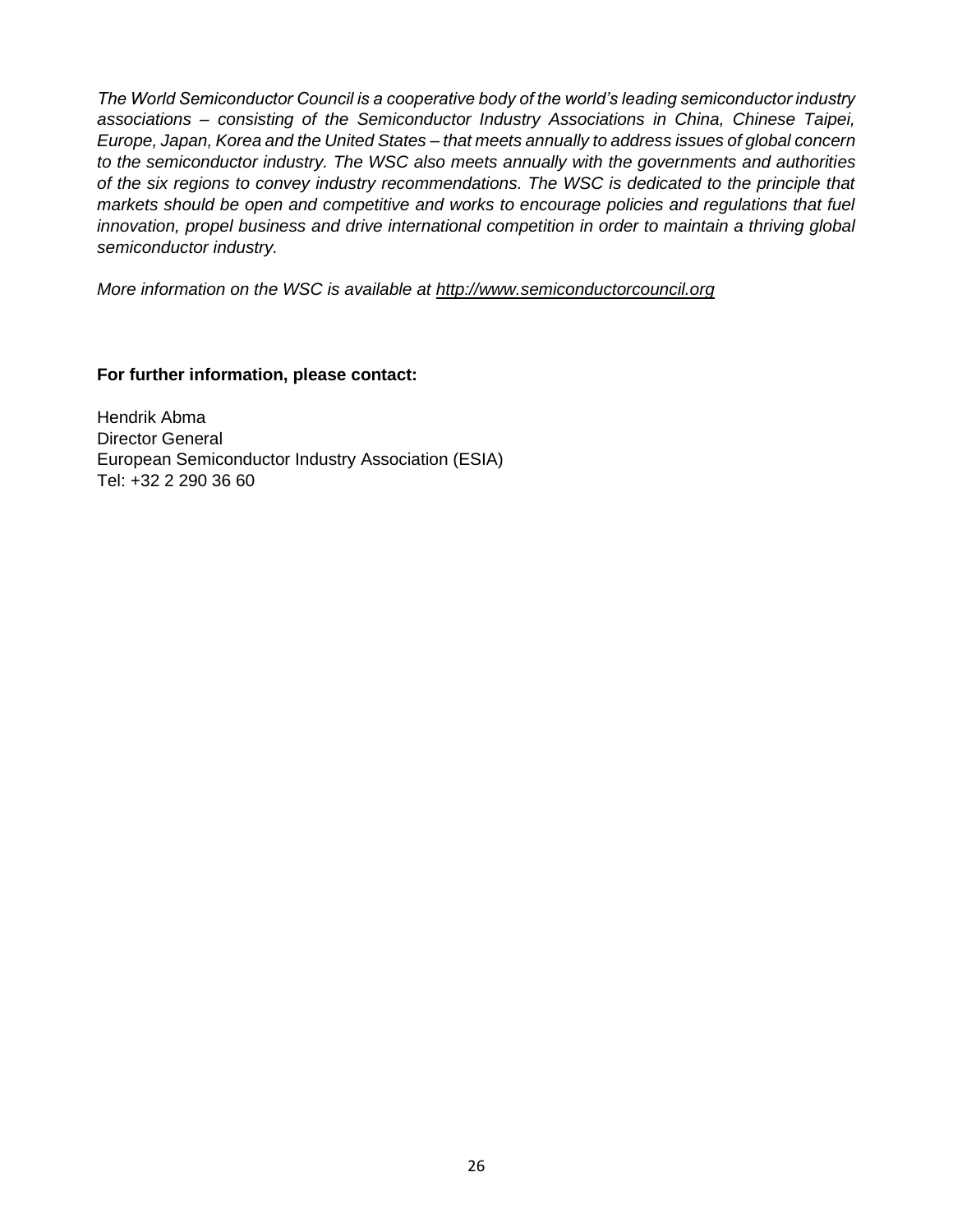*The World Semiconductor Council is a cooperative body of the world's leading semiconductor industry associations – consisting of the Semiconductor Industry Associations in China, Chinese Taipei, Europe, Japan, Korea and the United States – that meets annually to address issues of global concern to the semiconductor industry. The WSC also meets annually with the governments and authorities of the six regions to convey industry recommendations. The WSC is dedicated to the principle that markets should be open and competitive and works to encourage policies and regulations that fuel innovation, propel business and drive international competition in order to maintain a thriving global semiconductor industry.*

*More information on the WSC is available at [http://www.semiconductorcouncil.org](http://www.semiconductorcouncil.org)*

**For further information, please contact:**

Hendrik Abma
Director General
European Semiconductor Industry Association (ESIA)
Tel: +32 2 290 36 60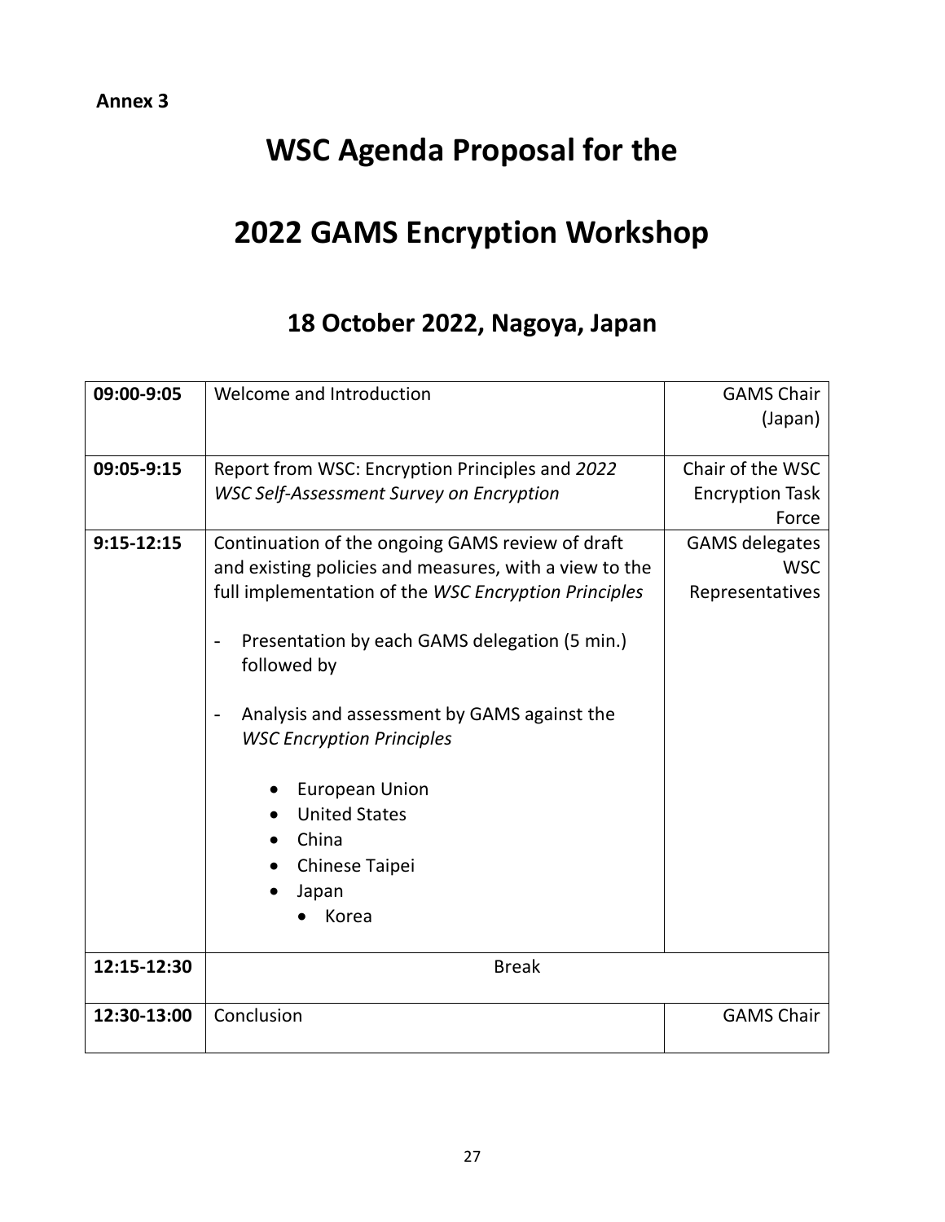**Annex 3**

# WSC Agenda Proposal for the

# 2022 GAMS Encryption Workshop

## 18 October 2022, Nagoya, Japan

| | | |
|---|---|---|
| **09:00-9:05** | Welcome and Introduction | GAMS Chair (Japan) |
| **09:05-9:15** | Report from WSC: Encryption Principles and *2022 WSC Self-Assessment Survey on Encryption* | Chair of the WSC Encryption Task Force |
| **9:15-12:15** | Continuation of the ongoing GAMS review of draft and existing policies and measures, with a view to the full implementation of the *WSC Encryption Principles*<br><br>- Presentation by each GAMS delegation (5 min.) followed by<br><br>- Analysis and assessment by GAMS against the *WSC Encryption Principles*<br><br>• European Union<br>• United States<br>• China<br>• Chinese Taipei<br>• Japan<br>• Korea | GAMS delegates WSC Representatives |
| **12:15-12:30** | Break | |
| **12:30-13:00** | Conclusion | GAMS Chair |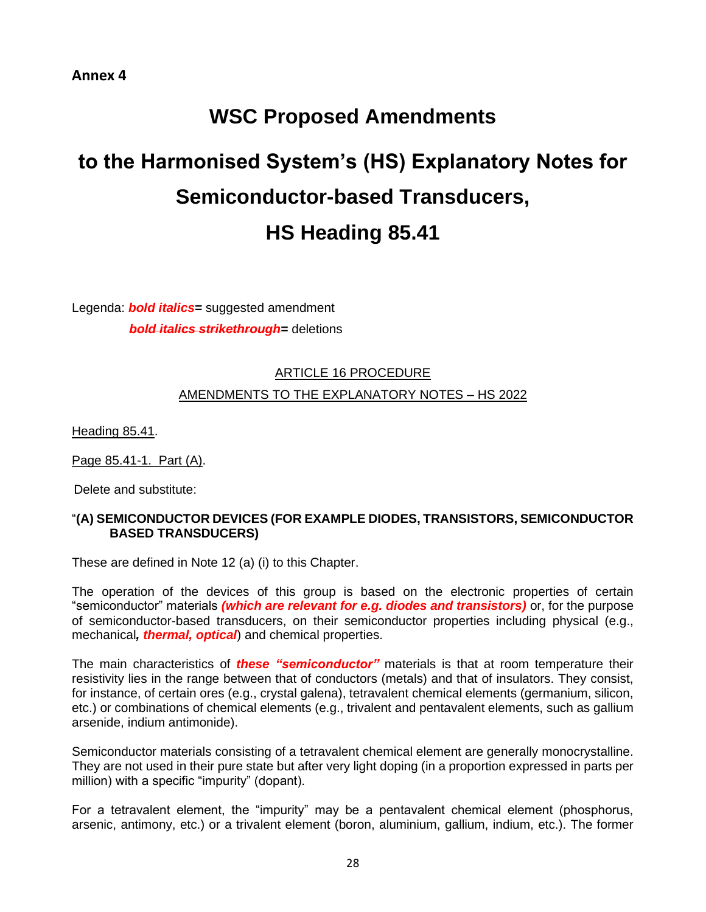**Annex 4**

# WSC Proposed Amendments

# to the Harmonised System's (HS) Explanatory Notes for Semiconductor-based Transducers, HS Heading 85.41

Legenda: ***bold italics***= suggested amendment

~~***bold italics strikethrough***~~= deletions

ARTICLE 16 PROCEDURE

AMENDMENTS TO THE EXPLANATORY NOTES – HS 2022

Heading 85.41.

Page 85.41-1. Part (A).

Delete and substitute:

"**(A) SEMICONDUCTOR DEVICES (FOR EXAMPLE DIODES, TRANSISTORS, SEMICONDUCTOR BASED TRANSDUCERS)**

These are defined in Note 12 (a) (i) to this Chapter.

The operation of the devices of this group is based on the electronic properties of certain "semiconductor" materials ***(which are relevant for e.g. diodes and transistors)*** or, for the purpose of semiconductor-based transducers, on their semiconductor properties including physical (e.g., mechanical***, thermal, optical***) and chemical properties.

The main characteristics of ***these "semiconductor"*** materials is that at room temperature their resistivity lies in the range between that of conductors (metals) and that of insulators. They consist, for instance, of certain ores (e.g., crystal galena), tetravalent chemical elements (germanium, silicon, etc.) or combinations of chemical elements (e.g., trivalent and pentavalent elements, such as gallium arsenide, indium antimonide).

Semiconductor materials consisting of a tetravalent chemical element are generally monocrystalline. They are not used in their pure state but after very light doping (in a proportion expressed in parts per million) with a specific "impurity" (dopant).

For a tetravalent element, the "impurity" may be a pentavalent chemical element (phosphorus, arsenic, antimony, etc.) or a trivalent element (boron, aluminium, gallium, indium, etc.). The former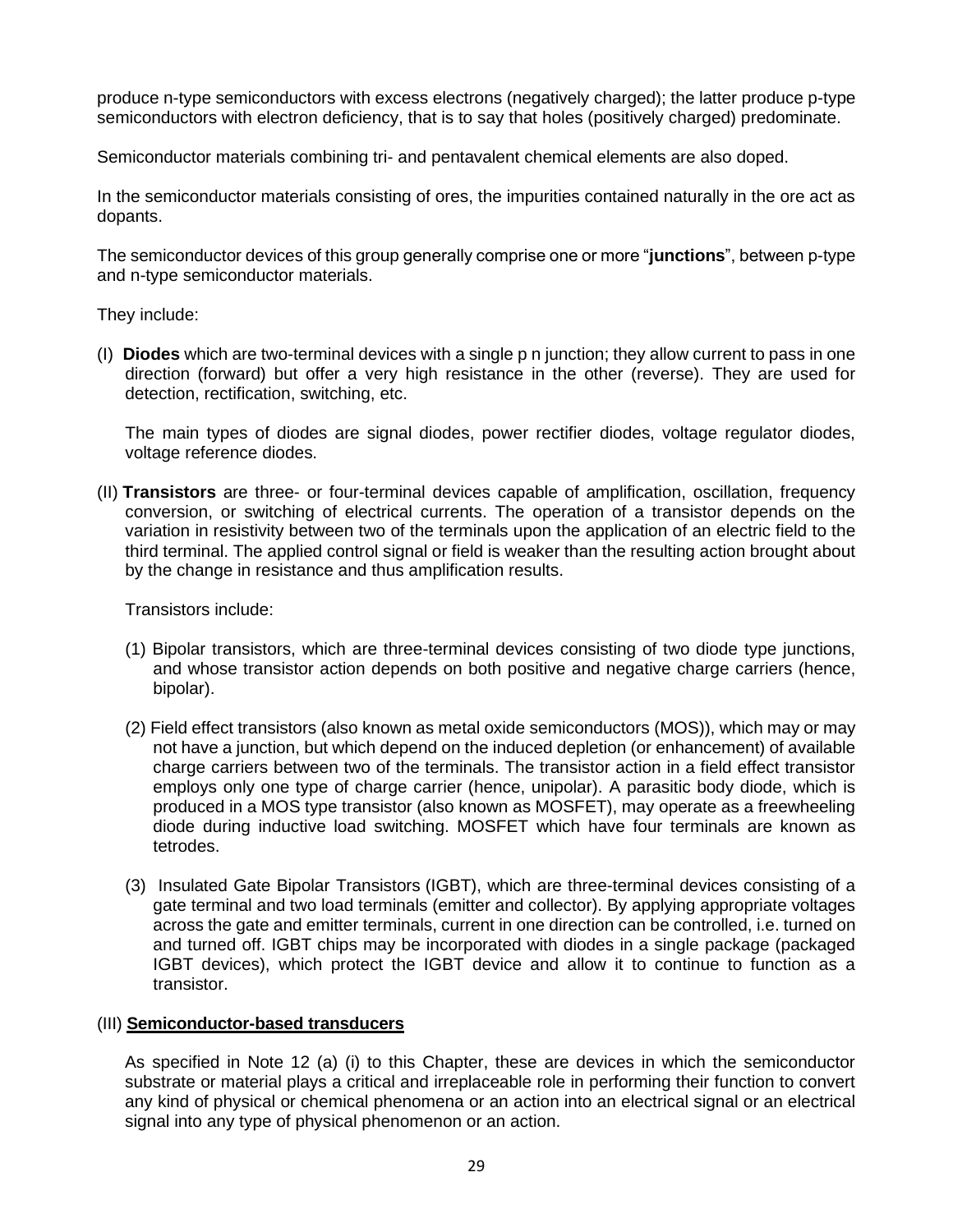produce n-type semiconductors with excess electrons (negatively charged); the latter produce p-type semiconductors with electron deficiency, that is to say that holes (positively charged) predominate.

Semiconductor materials combining tri- and pentavalent chemical elements are also doped.

In the semiconductor materials consisting of ores, the impurities contained naturally in the ore act as dopants.

The semiconductor devices of this group generally comprise one or more "**junctions**", between p-type and n-type semiconductor materials.

They include:

(I) **Diodes** which are two-terminal devices with a single p n junction; they allow current to pass in one direction (forward) but offer a very high resistance in the other (reverse). They are used for detection, rectification, switching, etc.

The main types of diodes are signal diodes, power rectifier diodes, voltage regulator diodes, voltage reference diodes.

(II) **Transistors** are three- or four-terminal devices capable of amplification, oscillation, frequency conversion, or switching of electrical currents. The operation of a transistor depends on the variation in resistivity between two of the terminals upon the application of an electric field to the third terminal. The applied control signal or field is weaker than the resulting action brought about by the change in resistance and thus amplification results.

Transistors include:

(1) Bipolar transistors, which are three-terminal devices consisting of two diode type junctions, and whose transistor action depends on both positive and negative charge carriers (hence, bipolar).

(2) Field effect transistors (also known as metal oxide semiconductors (MOS)), which may or may not have a junction, but which depend on the induced depletion (or enhancement) of available charge carriers between two of the terminals. The transistor action in a field effect transistor employs only one type of charge carrier (hence, unipolar). A parasitic body diode, which is produced in a MOS type transistor (also known as MOSFET), may operate as a freewheeling diode during inductive load switching. MOSFET which have four terminals are known as tetrodes.

(3) Insulated Gate Bipolar Transistors (IGBT), which are three-terminal devices consisting of a gate terminal and two load terminals (emitter and collector). By applying appropriate voltages across the gate and emitter terminals, current in one direction can be controlled, i.e. turned on and turned off. IGBT chips may be incorporated with diodes in a single package (packaged IGBT devices), which protect the IGBT device and allow it to continue to function as a transistor.

(III) **Semiconductor-based transducers**

As specified in Note 12 (a) (i) to this Chapter, these are devices in which the semiconductor substrate or material plays a critical and irreplaceable role in performing their function to convert any kind of physical or chemical phenomena or an action into an electrical signal or an electrical signal into any type of physical phenomenon or an action.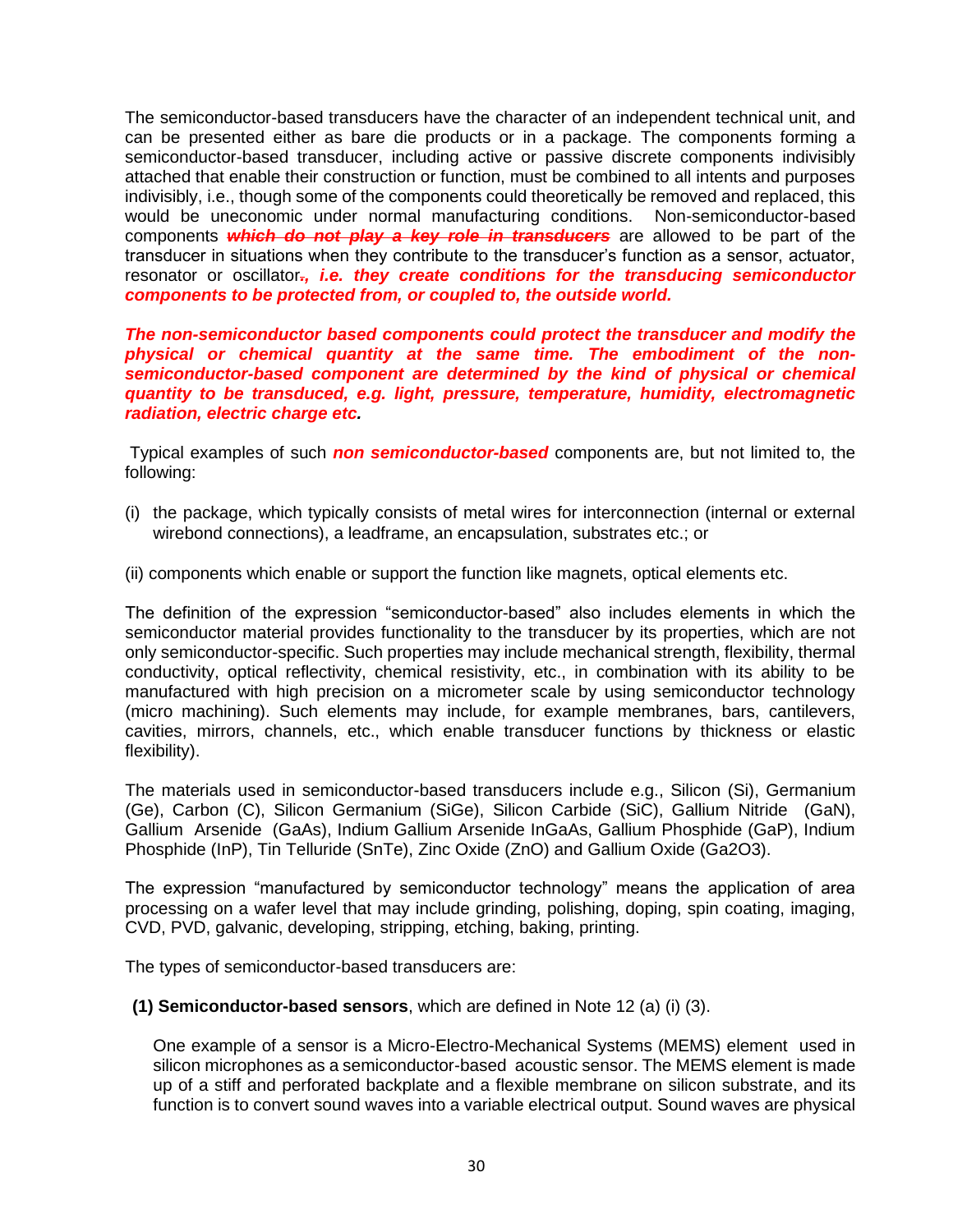The semiconductor-based transducers have the character of an independent technical unit, and can be presented either as bare die products or in a package. The components forming a semiconductor-based transducer, including active or passive discrete components indivisibly attached that enable their construction or function, must be combined to all intents and purposes indivisibly, i.e., though some of the components could theoretically be removed and replaced, this would be uneconomic under normal manufacturing conditions. Non-semiconductor-based components ~~***which do not play a key role in transducers***~~ are allowed to be part of the transducer in situations when they contribute to the transducer's function as a sensor, actuator, resonator or oscillator~~.~~***, i.e. they create conditions for the transducing semiconductor components to be protected from, or coupled to, the outside world.***

***The non-semiconductor based components could protect the transducer and modify the physical or chemical quantity at the same time. The embodiment of the non-semiconductor-based component are determined by the kind of physical or chemical quantity to be transduced, e.g. light, pressure, temperature, humidity, electromagnetic radiation, electric charge etc.***

Typical examples of such ***non semiconductor-based*** components are, but not limited to, the following:

(i) the package, which typically consists of metal wires for interconnection (internal or external wirebond connections), a leadframe, an encapsulation, substrates etc.; or

(ii) components which enable or support the function like magnets, optical elements etc.

The definition of the expression "semiconductor-based" also includes elements in which the semiconductor material provides functionality to the transducer by its properties, which are not only semiconductor-specific. Such properties may include mechanical strength, flexibility, thermal conductivity, optical reflectivity, chemical resistivity, etc., in combination with its ability to be manufactured with high precision on a micrometer scale by using semiconductor technology (micro machining). Such elements may include, for example membranes, bars, cantilevers, cavities, mirrors, channels, etc., which enable transducer functions by thickness or elastic flexibility).

The materials used in semiconductor-based transducers include e.g., Silicon (Si), Germanium (Ge), Carbon (C), Silicon Germanium (SiGe), Silicon Carbide (SiC), Gallium Nitride (GaN), Gallium Arsenide (GaAs), Indium Gallium Arsenide InGaAs, Gallium Phosphide (GaP), Indium Phosphide (InP), Tin Telluride (SnTe), Zinc Oxide (ZnO) and Gallium Oxide ($Ga_2O_3$).

The expression "manufactured by semiconductor technology" means the application of area processing on a wafer level that may include grinding, polishing, doping, spin coating, imaging, CVD, PVD, galvanic, developing, stripping, etching, baking, printing.

The types of semiconductor-based transducers are:

**(1) Semiconductor-based sensors**, which are defined in Note 12 (a) (i) (3).

One example of a sensor is a Micro-Electro-Mechanical Systems (MEMS) element used in silicon microphones as a semiconductor-based acoustic sensor. The MEMS element is made up of a stiff and perforated backplate and a flexible membrane on silicon substrate, and its function is to convert sound waves into a variable electrical output. Sound waves are physical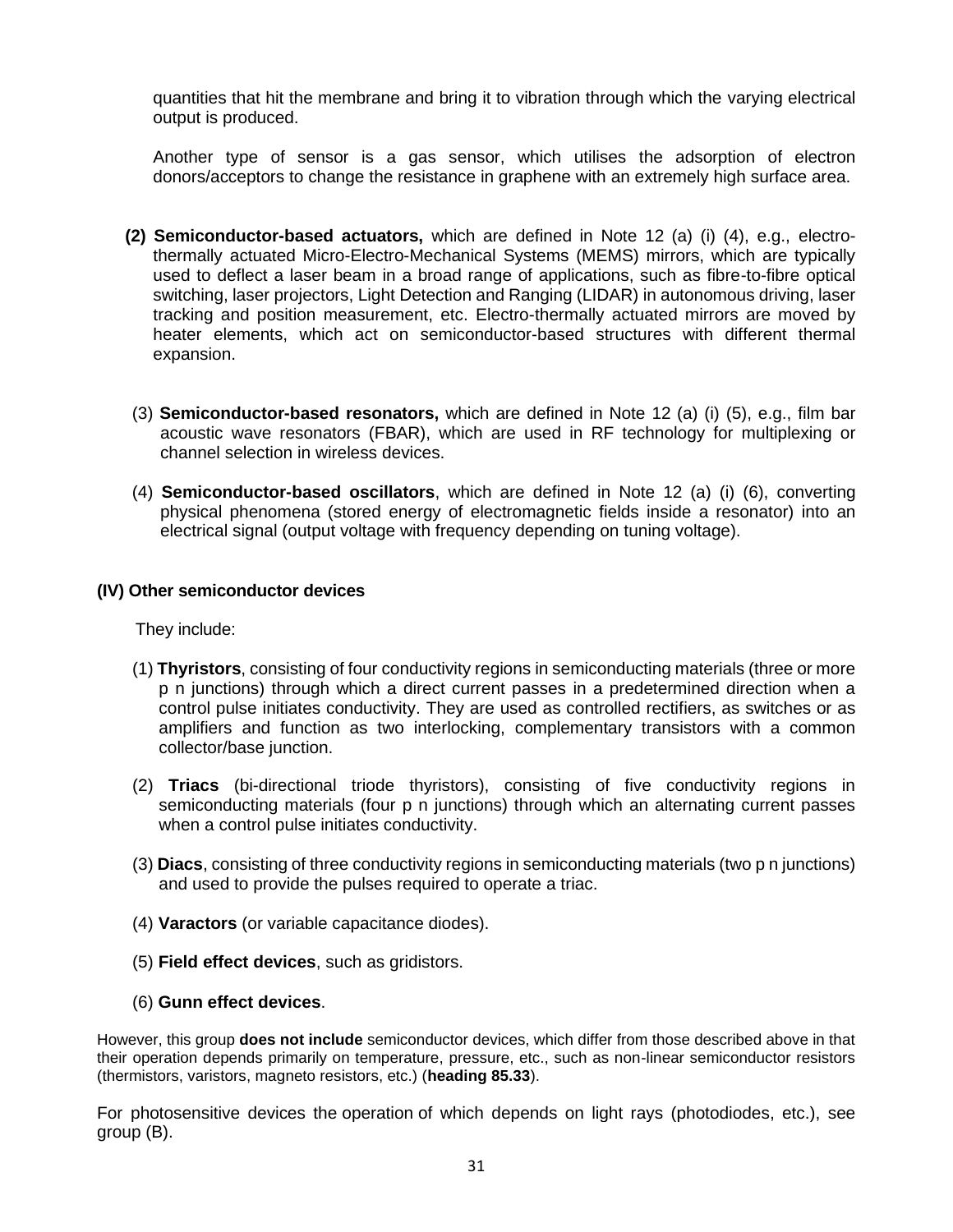quantities that hit the membrane and bring it to vibration through which the varying electrical output is produced.

Another type of sensor is a gas sensor, which utilises the adsorption of electron donors/acceptors to change the resistance in graphene with an extremely high surface area.

**(2) Semiconductor-based actuators,** which are defined in Note 12 (a) (i) (4), e.g., electro-thermally actuated Micro-Electro-Mechanical Systems (MEMS) mirrors, which are typically used to deflect a laser beam in a broad range of applications, such as fibre-to-fibre optical switching, laser projectors, Light Detection and Ranging (LIDAR) in autonomous driving, laser tracking and position measurement, etc. Electro-thermally actuated mirrors are moved by heater elements, which act on semiconductor-based structures with different thermal expansion.

(3) **Semiconductor-based resonators,** which are defined in Note 12 (a) (i) (5), e.g., film bar acoustic wave resonators (FBAR), which are used in RF technology for multiplexing or channel selection in wireless devices.

(4) **Semiconductor-based oscillators**, which are defined in Note 12 (a) (i) (6), converting physical phenomena (stored energy of electromagnetic fields inside a resonator) into an electrical signal (output voltage with frequency depending on tuning voltage).

**(IV) Other semiconductor devices**

They include:

(1) **Thyristors**, consisting of four conductivity regions in semiconducting materials (three or more p n junctions) through which a direct current passes in a predetermined direction when a control pulse initiates conductivity. They are used as controlled rectifiers, as switches or as amplifiers and function as two interlocking, complementary transistors with a common collector/base junction.

(2) **Triacs** (bi-directional triode thyristors), consisting of five conductivity regions in semiconducting materials (four p n junctions) through which an alternating current passes when a control pulse initiates conductivity.

(3) **Diacs**, consisting of three conductivity regions in semiconducting materials (two p n junctions) and used to provide the pulses required to operate a triac.

(4) **Varactors** (or variable capacitance diodes).

(5) **Field effect devices**, such as gridistors.

(6) **Gunn effect devices**.

However, this group **does not include** semiconductor devices, which differ from those described above in that their operation depends primarily on temperature, pressure, etc., such as non-linear semiconductor resistors (thermistors, varistors, magneto resistors, etc.) (**heading 85.33**).

For photosensitive devices the operation of which depends on light rays (photodiodes, etc.), see group (B).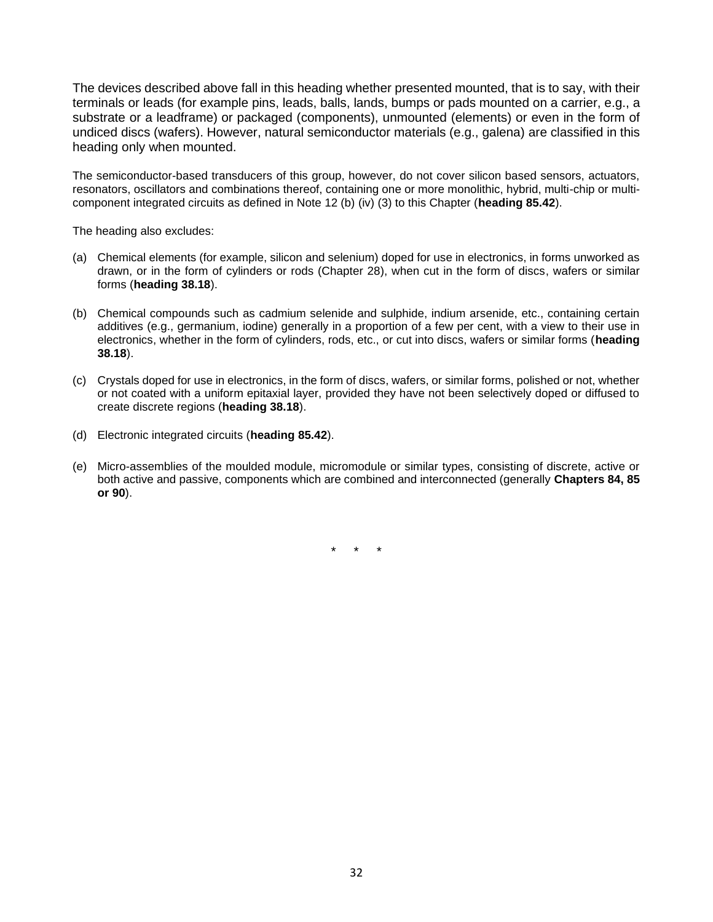The devices described above fall in this heading whether presented mounted, that is to say, with their terminals or leads (for example pins, leads, balls, lands, bumps or pads mounted on a carrier, e.g., a substrate or a leadframe) or packaged (components), unmounted (elements) or even in the form of undiced discs (wafers). However, natural semiconductor materials (e.g., galena) are classified in this heading only when mounted.

The semiconductor-based transducers of this group, however, do not cover silicon based sensors, actuators, resonators, oscillators and combinations thereof, containing one or more monolithic, hybrid, multi-chip or multi-component integrated circuits as defined in Note 12 (b) (iv) (3) to this Chapter (**heading 85.42**).

The heading also excludes:

(a) Chemical elements (for example, silicon and selenium) doped for use in electronics, in forms unworked as drawn, or in the form of cylinders or rods (Chapter 28), when cut in the form of discs, wafers or similar forms (**heading 38.18**).

(b) Chemical compounds such as cadmium selenide and sulphide, indium arsenide, etc., containing certain additives (e.g., germanium, iodine) generally in a proportion of a few per cent, with a view to their use in electronics, whether in the form of cylinders, rods, etc., or cut into discs, wafers or similar forms (**heading 38.18**).

(c) Crystals doped for use in electronics, in the form of discs, wafers, or similar forms, polished or not, whether or not coated with a uniform epitaxial layer, provided they have not been selectively doped or diffused to create discrete regions (**heading 38.18**).

(d) Electronic integrated circuits (**heading 85.42**).

(e) Micro-assemblies of the moulded module, micromodule or similar types, consisting of discrete, active or both active and passive, components which are combined and interconnected (generally **Chapters 84, 85 or 90**).

\*  \*  \*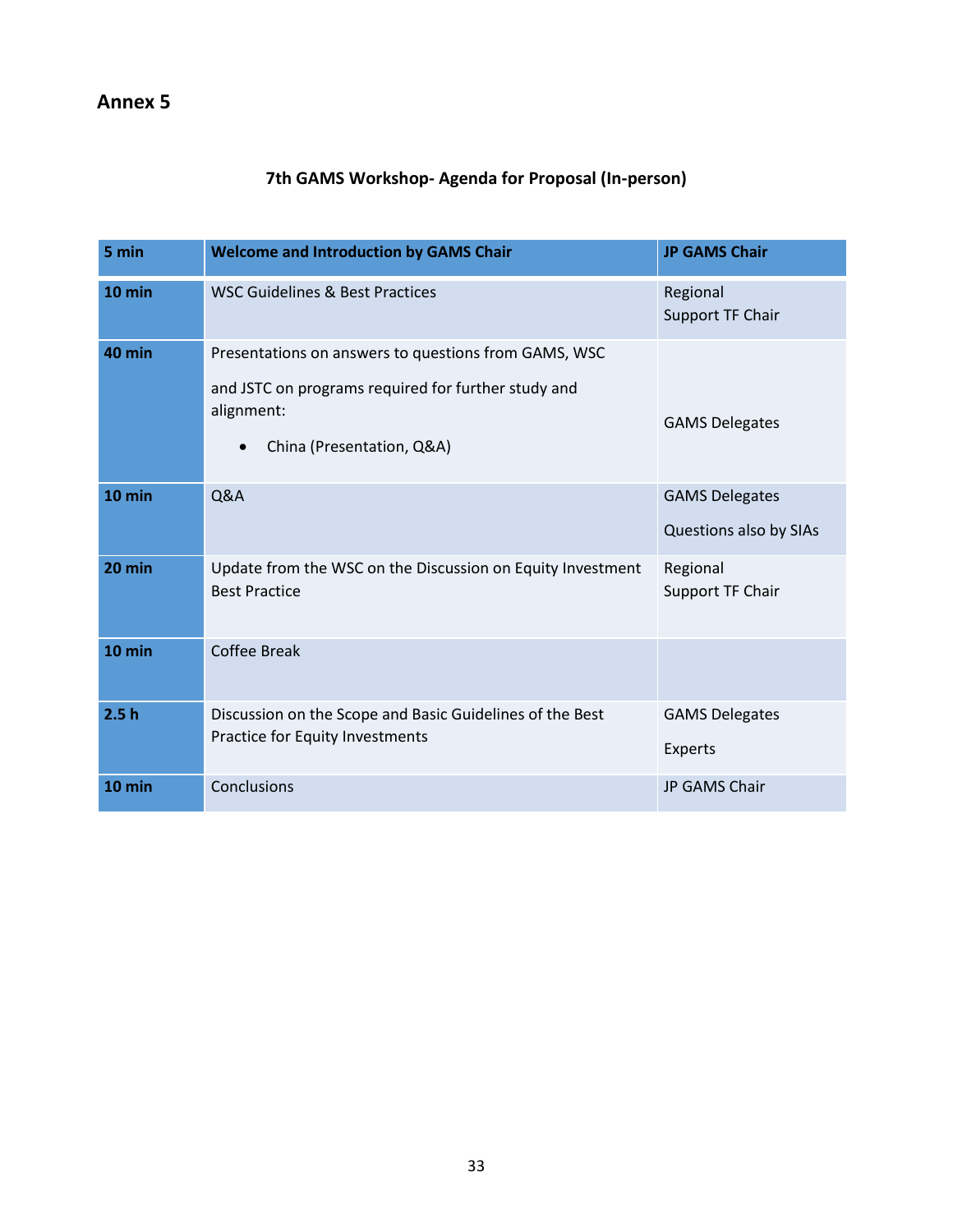## Annex 5

### 7th GAMS Workshop- Agenda for Proposal (In-person)

| 5 min | Welcome and Introduction by GAMS Chair | JP GAMS Chair |
|---|---|---|
| 10 min | WSC Guidelines & Best Practices | Regional Support TF Chair |
| 40 min | Presentations on answers to questions from GAMS, WSC and JSTC on programs required for further study and alignment:<br>• China (Presentation, Q&A) | GAMS Delegates |
| 10 min | Q&A | GAMS Delegates<br>Questions also by SIAs |
| 20 min | Update from the WSC on the Discussion on Equity Investment Best Practice | Regional Support TF Chair |
| 10 min | Coffee Break | |
| 2.5 h | Discussion on the Scope and Basic Guidelines of the Best Practice for Equity Investments | GAMS Delegates<br>Experts |
| 10 min | Conclusions | JP GAMS Chair |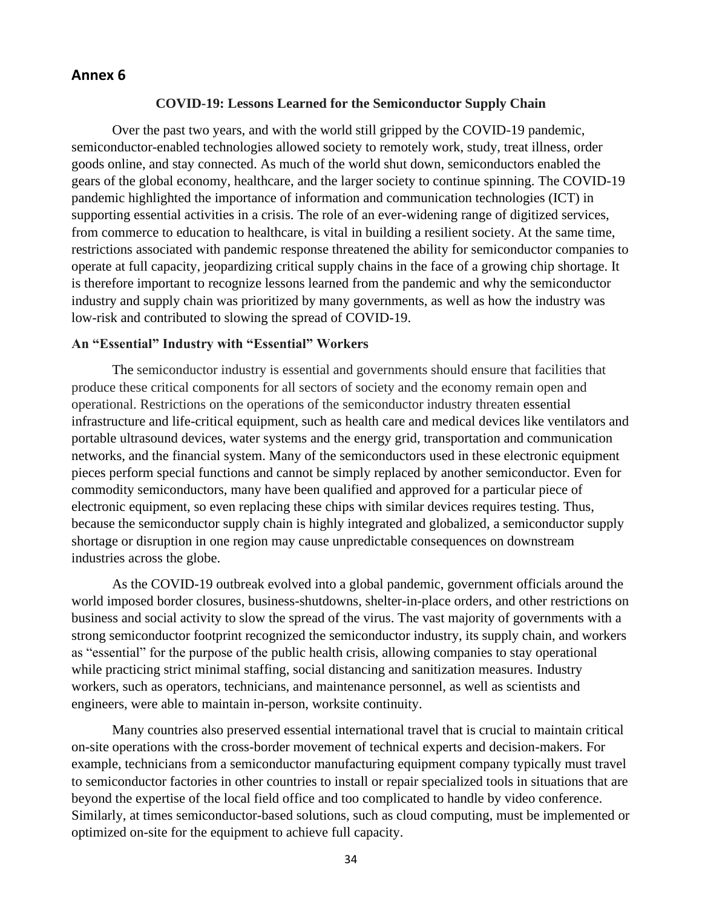## Annex 6

### COVID-19: Lessons Learned for the Semiconductor Supply Chain

Over the past two years, and with the world still gripped by the COVID-19 pandemic, semiconductor-enabled technologies allowed society to remotely work, study, treat illness, order goods online, and stay connected. As much of the world shut down, semiconductors enabled the gears of the global economy, healthcare, and the larger society to continue spinning. The COVID-19 pandemic highlighted the importance of information and communication technologies (ICT) in supporting essential activities in a crisis. The role of an ever-widening range of digitized services, from commerce to education to healthcare, is vital in building a resilient society. At the same time, restrictions associated with pandemic response threatened the ability for semiconductor companies to operate at full capacity, jeopardizing critical supply chains in the face of a growing chip shortage. It is therefore important to recognize lessons learned from the pandemic and why the semiconductor industry and supply chain was prioritized by many governments, as well as how the industry was low-risk and contributed to slowing the spread of COVID-19.

#### An "Essential" Industry with "Essential" Workers

The semiconductor industry is essential and governments should ensure that facilities that produce these critical components for all sectors of society and the economy remain open and operational. Restrictions on the operations of the semiconductor industry threaten essential infrastructure and life-critical equipment, such as health care and medical devices like ventilators and portable ultrasound devices, water systems and the energy grid, transportation and communication networks, and the financial system. Many of the semiconductors used in these electronic equipment pieces perform special functions and cannot be simply replaced by another semiconductor. Even for commodity semiconductors, many have been qualified and approved for a particular piece of electronic equipment, so even replacing these chips with similar devices requires testing. Thus, because the semiconductor supply chain is highly integrated and globalized, a semiconductor supply shortage or disruption in one region may cause unpredictable consequences on downstream industries across the globe.

As the COVID-19 outbreak evolved into a global pandemic, government officials around the world imposed border closures, business-shutdowns, shelter-in-place orders, and other restrictions on business and social activity to slow the spread of the virus. The vast majority of governments with a strong semiconductor footprint recognized the semiconductor industry, its supply chain, and workers as "essential" for the purpose of the public health crisis, allowing companies to stay operational while practicing strict minimal staffing, social distancing and sanitization measures. Industry workers, such as operators, technicians, and maintenance personnel, as well as scientists and engineers, were able to maintain in-person, worksite continuity.

Many countries also preserved essential international travel that is crucial to maintain critical on-site operations with the cross-border movement of technical experts and decision-makers. For example, technicians from a semiconductor manufacturing equipment company typically must travel to semiconductor factories in other countries to install or repair specialized tools in situations that are beyond the expertise of the local field office and too complicated to handle by video conference. Similarly, at times semiconductor-based solutions, such as cloud computing, must be implemented or optimized on-site for the equipment to achieve full capacity.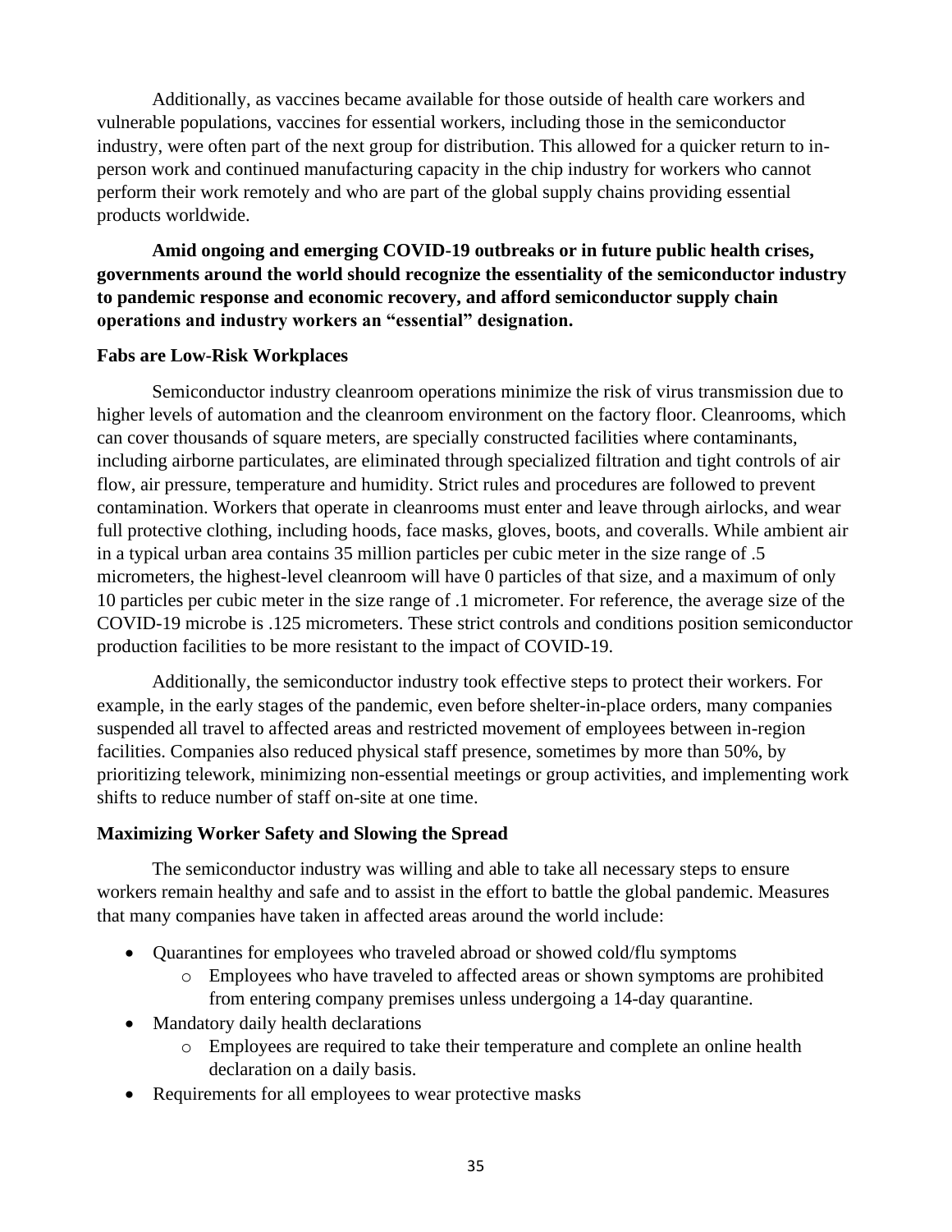Additionally, as vaccines became available for those outside of health care workers and vulnerable populations, vaccines for essential workers, including those in the semiconductor industry, were often part of the next group for distribution. This allowed for a quicker return to in-person work and continued manufacturing capacity in the chip industry for workers who cannot perform their work remotely and who are part of the global supply chains providing essential products worldwide.

**Amid ongoing and emerging COVID-19 outbreaks or in future public health crises, governments around the world should recognize the essentiality of the semiconductor industry to pandemic response and economic recovery, and afford semiconductor supply chain operations and industry workers an "essential" designation.**

**Fabs are Low-Risk Workplaces**

Semiconductor industry cleanroom operations minimize the risk of virus transmission due to higher levels of automation and the cleanroom environment on the factory floor. Cleanrooms, which can cover thousands of square meters, are specially constructed facilities where contaminants, including airborne particulates, are eliminated through specialized filtration and tight controls of air flow, air pressure, temperature and humidity. Strict rules and procedures are followed to prevent contamination. Workers that operate in cleanrooms must enter and leave through airlocks, and wear full protective clothing, including hoods, face masks, gloves, boots, and coveralls. While ambient air in a typical urban area contains 35 million particles per cubic meter in the size range of .5 micrometers, the highest-level cleanroom will have 0 particles of that size, and a maximum of only 10 particles per cubic meter in the size range of .1 micrometer. For reference, the average size of the COVID-19 microbe is .125 micrometers. These strict controls and conditions position semiconductor production facilities to be more resistant to the impact of COVID-19.

Additionally, the semiconductor industry took effective steps to protect their workers. For example, in the early stages of the pandemic, even before shelter-in-place orders, many companies suspended all travel to affected areas and restricted movement of employees between in-region facilities. Companies also reduced physical staff presence, sometimes by more than 50%, by prioritizing telework, minimizing non-essential meetings or group activities, and implementing work shifts to reduce number of staff on-site at one time.

**Maximizing Worker Safety and Slowing the Spread**

The semiconductor industry was willing and able to take all necessary steps to ensure workers remain healthy and safe and to assist in the effort to battle the global pandemic. Measures that many companies have taken in affected areas around the world include:

- Quarantines for employees who traveled abroad or showed cold/flu symptoms
    - Employees who have traveled to affected areas or shown symptoms are prohibited from entering company premises unless undergoing a 14-day quarantine.
- Mandatory daily health declarations
    - Employees are required to take their temperature and complete an online health declaration on a daily basis.
- Requirements for all employees to wear protective masks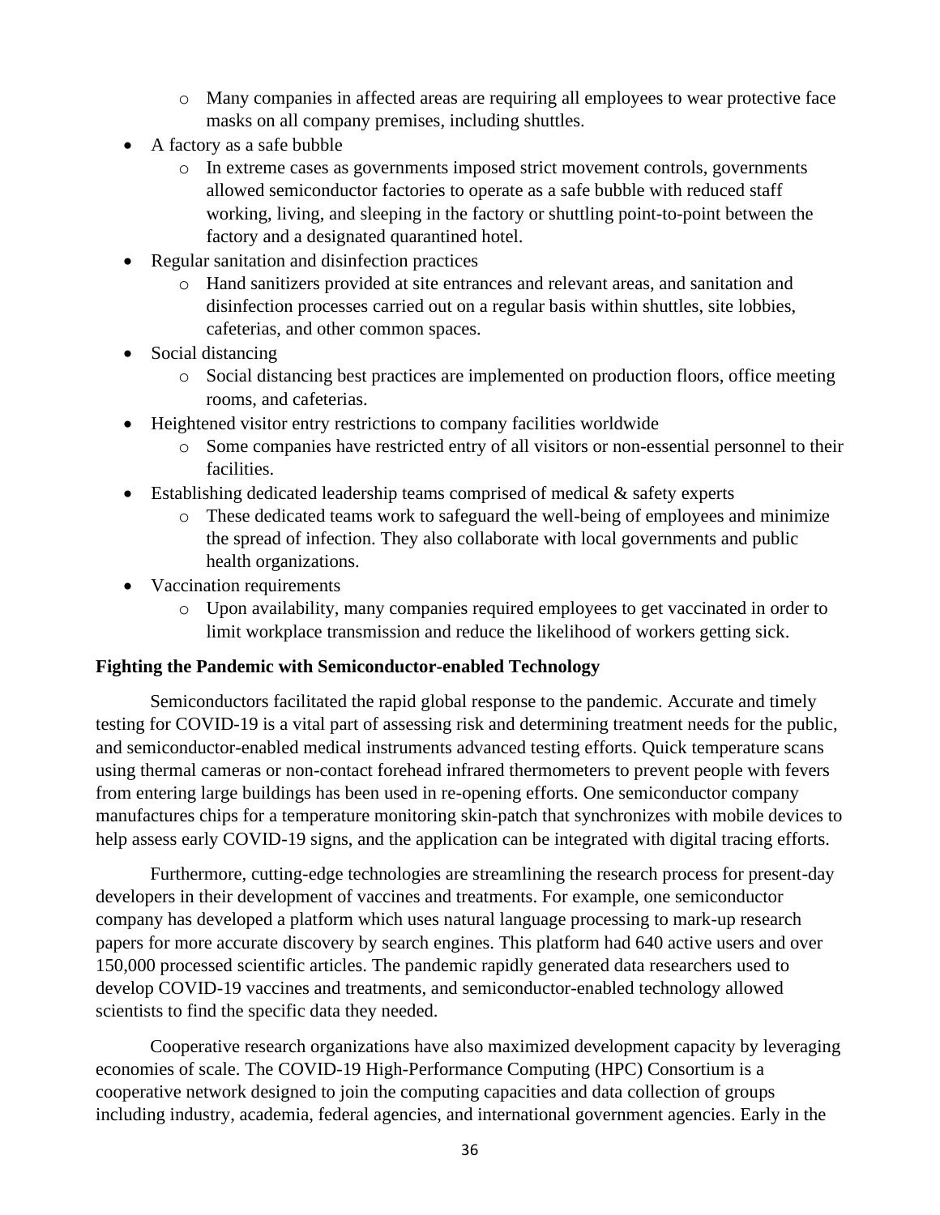- Many companies in affected areas are requiring all employees to wear protective face masks on all company premises, including shuttles.
- A factory as a safe bubble
    - In extreme cases as governments imposed strict movement controls, governments allowed semiconductor factories to operate as a safe bubble with reduced staff working, living, and sleeping in the factory or shuttling point-to-point between the factory and a designated quarantined hotel.
- Regular sanitation and disinfection practices
    - Hand sanitizers provided at site entrances and relevant areas, and sanitation and disinfection processes carried out on a regular basis within shuttles, site lobbies, cafeterias, and other common spaces.
- Social distancing
    - Social distancing best practices are implemented on production floors, office meeting rooms, and cafeterias.
- Heightened visitor entry restrictions to company facilities worldwide
    - Some companies have restricted entry of all visitors or non-essential personnel to their facilities.
- Establishing dedicated leadership teams comprised of medical & safety experts
    - These dedicated teams work to safeguard the well-being of employees and minimize the spread of infection. They also collaborate with local governments and public health organizations.
- Vaccination requirements
    - Upon availability, many companies required employees to get vaccinated in order to limit workplace transmission and reduce the likelihood of workers getting sick.

**Fighting the Pandemic with Semiconductor-enabled Technology**

Semiconductors facilitated the rapid global response to the pandemic. Accurate and timely testing for COVID-19 is a vital part of assessing risk and determining treatment needs for the public, and semiconductor-enabled medical instruments advanced testing efforts. Quick temperature scans using thermal cameras or non-contact forehead infrared thermometers to prevent people with fevers from entering large buildings has been used in re-opening efforts. One semiconductor company manufactures chips for a temperature monitoring skin-patch that synchronizes with mobile devices to help assess early COVID-19 signs, and the application can be integrated with digital tracing efforts.

Furthermore, cutting-edge technologies are streamlining the research process for present-day developers in their development of vaccines and treatments. For example, one semiconductor company has developed a platform which uses natural language processing to mark-up research papers for more accurate discovery by search engines. This platform had 640 active users and over 150,000 processed scientific articles. The pandemic rapidly generated data researchers used to develop COVID-19 vaccines and treatments, and semiconductor-enabled technology allowed scientists to find the specific data they needed.

Cooperative research organizations have also maximized development capacity by leveraging economies of scale. The COVID-19 High-Performance Computing (HPC) Consortium is a cooperative network designed to join the computing capacities and data collection of groups including industry, academia, federal agencies, and international government agencies. Early in the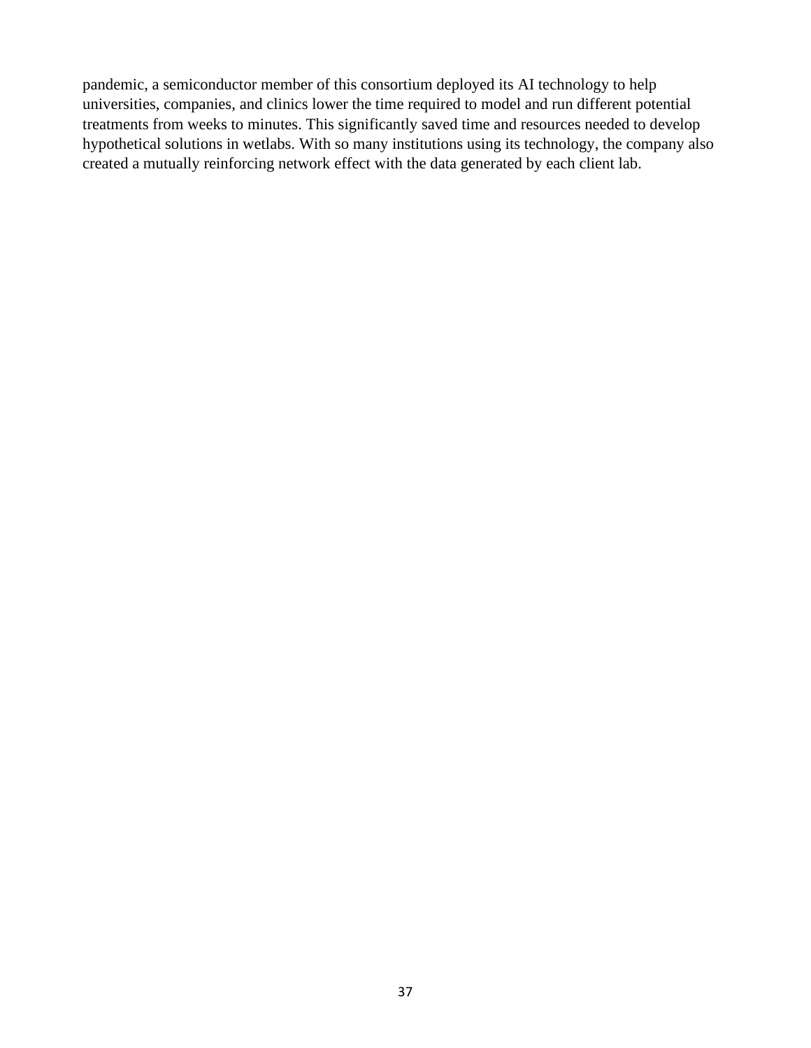pandemic, a semiconductor member of this consortium deployed its AI technology to help universities, companies, and clinics lower the time required to model and run different potential treatments from weeks to minutes. This significantly saved time and resources needed to develop hypothetical solutions in wetlabs. With so many institutions using its technology, the company also created a mutually reinforcing network effect with the data generated by each client lab.